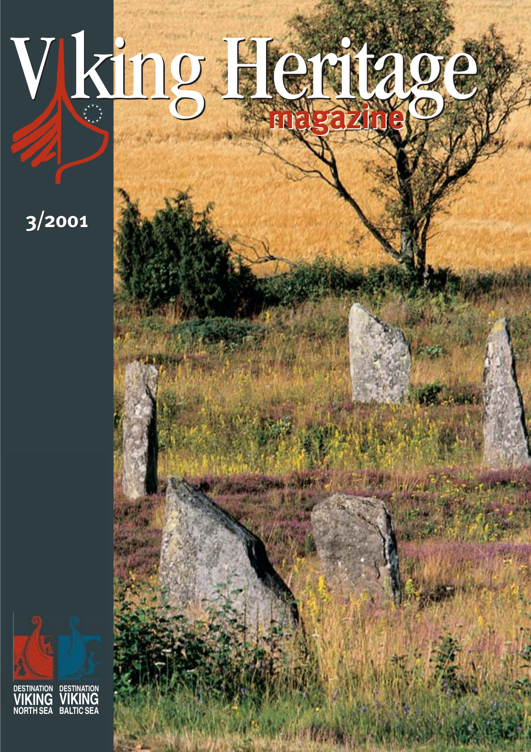# Viking Heritage

**magazine**

3/2001

DESTINATION VIKING NORTH SEA

DESTINATION VIKING BALTIC SEA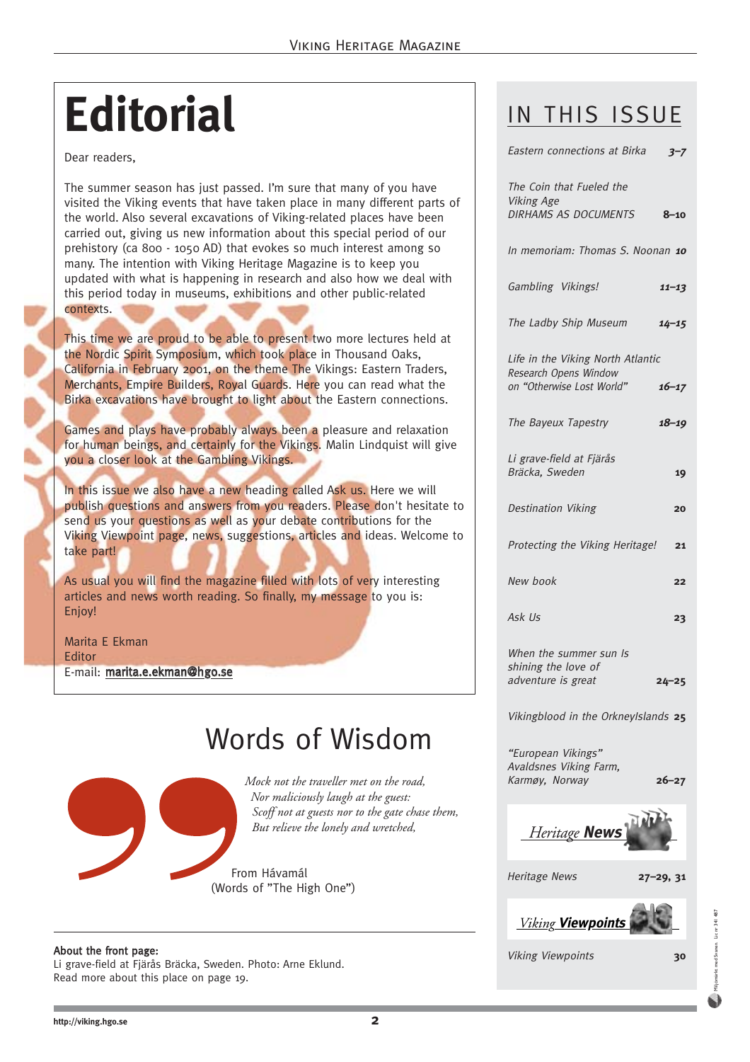# Editorial

Dear readers,

The summer season has just passed. I'm sure that many of you have visited the Viking events that have taken place in many different parts of the world. Also several excavations of Viking-related places have been carried out, giving us new information about this special period of our prehistory (ca 800 - 1050 AD) that evokes so much interest among so many. The intention with Viking Heritage Magazine is to keep you updated with what is happening in research and also how we deal with this period today in museums, exhibitions and other public-related contexts.

This time we are proud to be able to present two more lectures held at the Nordic Spirit Symposium, which took place in Thousand Oaks, California in February 2001, on the theme The Vikings: Eastern Traders, Merchants, Empire Builders, Royal Guards. Here you can read what the Birka excavations have brought to light about the Eastern connections.

Games and plays have probably always been a pleasure and relaxation for human beings, and certainly for the Vikings. Malin Lindquist will give you a closer look at the Gambling Vikings.

In this issue we also have a new heading called Ask us. Here we will publish questions and answers from you readers. Please don't hesitate to send us your questions as well as your debate contributions for the Viking Viewpoint page, news, suggestions, articles and ideas. Welcome to take part!

As usual you will find the magazine filled with lots of very interesting articles and news worth reading. So finally, my message to you is: Enjoy!

Marita E Ekman
Editor
E-mail: marita.e.ekman@hgo.se

# Words of Wisdom

*Mock not the traveller met on the road,*
*Nor maliciously laugh at the guest:*
*Scoff not at guests nor to the gate chase them,*
*But relieve the lonely and wretched,*

From Hávamál
(Words of "The High One")

**About the front page:**
Li grave-field at Fjärås Bräcka, Sweden. Photo: Arne Eklund.
Read more about this place on page 19.

# IN THIS ISSUE

| | |
|---|---|
| *Eastern connections at Birka* | 3–7 |
| *The Coin that Fueled the Viking Age DIRHAMS AS DOCUMENTS* | 8–10 |
| *In memoriam: Thomas S. Noonan* | 10 |
| *Gambling Vikings!* | 11–13 |
| *The Ladby Ship Museum* | 14–15 |
| *Life in the Viking North Atlantic Research Opens Window on "Otherwise Lost World"* | 16–17 |
| *The Bayeux Tapestry* | 18–19 |
| *Li grave-field at Fjärås Bräcka, Sweden* | 19 |
| *Destination Viking* | 20 |
| *Protecting the Viking Heritage!* | 21 |
| *New book* | 22 |
| *Ask Us* | 23 |
| *When the summer sun Is shining the love of adventure is great* | 24–25 |
| *Vikingblood in the OrkneyIslands* | 25 |
| *"European Vikings" Avaldsnes Viking Farm, Karmøy, Norway* | 26–27 |
| *Heritage News* | 27–29, 31 |
| *Viking Viewpoints* | 30 |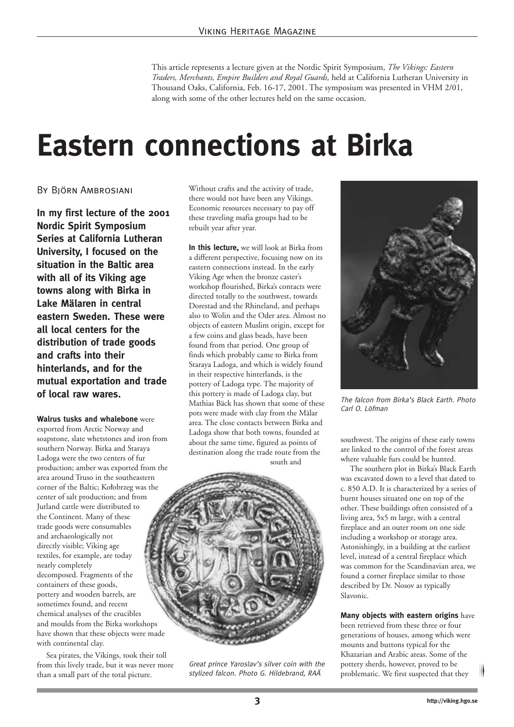This article represents a lecture given at the Nordic Spirit Symposium, *The Vikings: Eastern Traders, Merchants, Empire Builders and Royal Guards,* held at California Lutheran University in Thousand Oaks, California, Feb. 16-17, 2001. The symposium was presented in VHM 2/01, along with some of the other lectures held on the same occasion.

# Eastern connections at Birka

By Björn Ambrosiani

**In my first lecture of the 2001 Nordic Spirit Symposium Series at California Lutheran University, I focused on the situation in the Baltic area with all of its Viking age towns along with Birka in Lake Mälaren in central eastern Sweden. These were all local centers for the distribution of trade goods and crafts into their hinterlands, and for the mutual exportation and trade of local raw wares.**

**Walrus tusks and whalebone** were exported from Arctic Norway and soapstone, slate whetstones and iron from southern Norway. Birka and Staraya Ladoga were the two centers of fur production; amber was exported from the area around Truso in the southeastern corner of the Baltic; Kołobrzeg was the center of salt production; and from Jutland cattle were distributed to the Continent. Many of these trade goods were consumables and archaeologically not directly visible; Viking age textiles, for example, are today nearly completely decomposed. Fragments of the containers of these goods, pottery and wooden barrels, are sometimes found, and recent chemical analyses of the crucibles and moulds from the Birka workshops have shown that these objects were made with continental clay.

Sea pirates, the Vikings, took their toll from this lively trade, but it was never more than a small part of the total picture. Without crafts and the activity of trade, there would not have been any Vikings. Economic resources necessary to pay off these traveling mafia groups had to be rebuilt year after year.

**In this lecture,** we will look at Birka from a different perspective, focusing now on its eastern connections instead. In the early Viking Age when the bronze caster's workshop flourished, Birka's contacts were directed totally to the southwest, towards Dorestad and the Rhineland, and perhaps also to Wolin and the Oder area. Almost no objects of eastern Muslim origin, except for a few coins and glass beads, have been found from that period. One group of finds which probably came to Birka from Staraya Ladoga, and which is widely found in their respective hinterlands, is the pottery of Ladoga type. The majority of this pottery is made of Ladoga clay, but Mathias Bäck has shown that some of these pots were made with clay from the Mälar area. The close contacts between Birka and Ladoga show that both towns, founded at about the same time, figured as points of destination along the trade route from the south and southwest. The origins of these early towns are linked to the control of the forest areas where valuable furs could be hunted.

Great prince Yaroslav's silver coin with the stylized falcon. Photo G. Hildebrand, RAÄ

The falcon from Birka's Black Earth. Photo Carl O. Löfman

The southern plot in Birka's Black Earth was excavated down to a level that dated to c. 850 A.D. It is characterized by a series of burnt houses situated one on top of the other. These buildings often consisted of a living area, 5x5 m large, with a central fireplace and an outer room on one side including a workshop or storage area. Astonishingly, in a building at the earliest level, instead of a central fireplace which was common for the Scandinavian area, we found a corner fireplace similar to those described by Dr. Nosov as typically Slavonic.

**Many objects with eastern origins** have been retrieved from these three or four generations of houses, among which were mounts and buttons typical for the Khazarian and Arabic areas. Some of the pottery sherds, however, proved to be problematic. We first suspected that they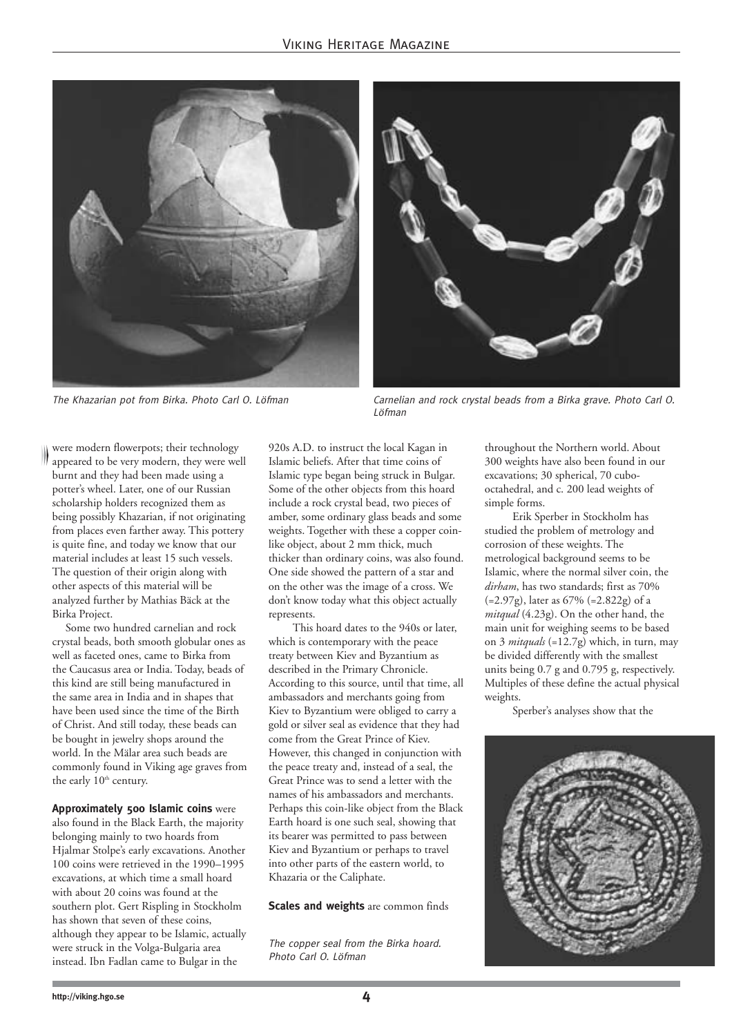The Khazarian pot from Birka. Photo Carl O. Löfman

Carnelian and rock crystal beads from a Birka grave. Photo Carl O. Löfman

were modern flowerpots; their technology appeared to be very modern, they were well burnt and they had been made using a potter's wheel. Later, one of our Russian scholarship holders recognized them as being possibly Khazarian, if not originating from places even farther away. This pottery is quite fine, and today we know that our material includes at least 15 such vessels. The question of their origin along with other aspects of this material will be analyzed further by Mathias Bäck at the Birka Project.

Some two hundred carnelian and rock crystal beads, both smooth globular ones as well as faceted ones, came to Birka from the Caucasus area or India. Today, beads of this kind are still being manufactured in the same area in India and in shapes that have been used since the time of the Birth of Christ. And still today, these beads can be bought in jewelry shops around the world. In the Mälar area such beads are commonly found in Viking age graves from the early 10th century.

**Approximately 500 Islamic coins** were also found in the Black Earth, the majority belonging mainly to two hoards from Hjalmar Stolpe's early excavations. Another 100 coins were retrieved in the 1990–1995 excavations, at which time a small hoard with about 20 coins was found at the southern plot. Gert Rispling in Stockholm has shown that seven of these coins, although they appear to be Islamic, actually were struck in the Volga-Bulgaria area instead. Ibn Fadlan came to Bulgar in the 920s A.D. to instruct the local Kagan in Islamic beliefs. After that time coins of Islamic type began being struck in Bulgar. Some of the other objects from this hoard include a rock crystal bead, two pieces of amber, some ordinary glass beads and some weights. Together with these a copper coin-like object, about 2 mm thick, much thicker than ordinary coins, was also found. One side showed the pattern of a star and on the other was the image of a cross. We don't know today what this object actually represents.

This hoard dates to the 940s or later, which is contemporary with the peace treaty between Kiev and Byzantium as described in the Primary Chronicle. According to this source, until that time, all ambassadors and merchants going from Kiev to Byzantium were obliged to carry a gold or silver seal as evidence that they had come from the Great Prince of Kiev. However, this changed in conjunction with the peace treaty and, instead of a seal, the Great Prince was to send a letter with the names of his ambassadors and merchants. Perhaps this coin-like object from the Black Earth hoard is one such seal, showing that its bearer was permitted to pass between Kiev and Byzantium or perhaps to travel into other parts of the eastern world, to Khazaria or the Caliphate.

**Scales and weights** are common finds throughout the Northern world. About 300 weights have also been found in our excavations; 30 spherical, 70 cubo-octahedral, and c. 200 lead weights of simple forms.

Erik Sperber in Stockholm has studied the problem of metrology and corrosion of these weights. The metrological background seems to be Islamic, where the normal silver coin, the *dirham*, has two standards; first as 70% (=2.97g), later as 67% (=2.822g) of a *mitqual* (4.23g). On the other hand, the main unit for weighing seems to be based on 3 *mitquals* (=12.7g) which, in turn, may be divided differently with the smallest units being 0.7 g and 0.795 g, respectively. Multiples of these define the actual physical weights.

Sperber's analyses show that the

The copper seal from the Birka hoard. Photo Carl O. Löfman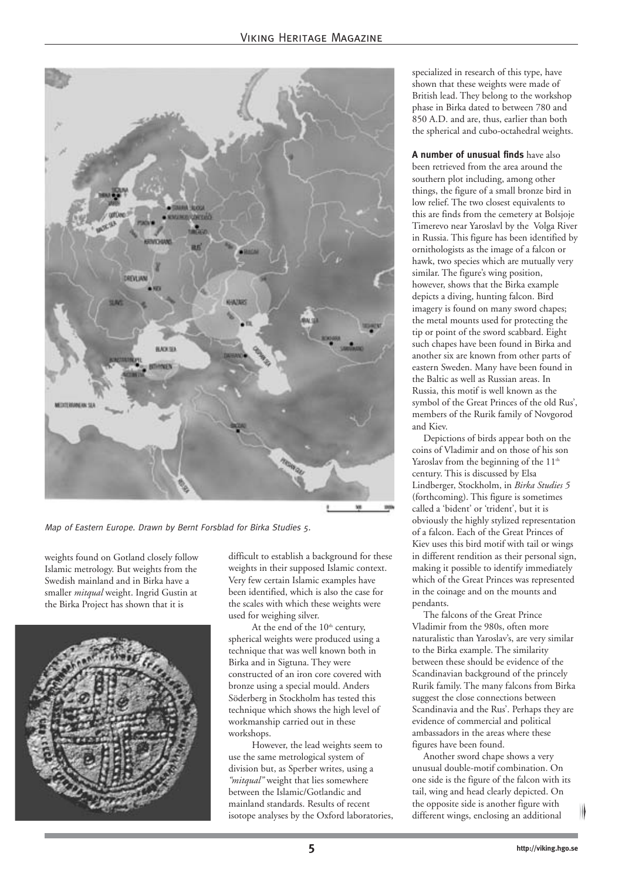Map of Eastern Europe. Drawn by Bernt Forsblad for Birka Studies 5.

weights found on Gotland closely follow Islamic metrology. But weights from the Swedish mainland and in Birka have a smaller *mitqual* weight. Ingrid Gustin at the Birka Project has shown that it is difficult to establish a background for these weights in their supposed Islamic context. Very few certain Islamic examples have been identified, which is also the case for the scales with which these weights were used for weighing silver.

At the end of the 10th century, spherical weights were produced using a technique that was well known both in Birka and in Sigtuna. They were constructed of an iron core covered with bronze using a special mould. Anders Söderberg in Stockholm has tested this technique which shows the high level of workmanship carried out in these workshops.

However, the lead weights seem to use the same metrological system of division but, as Sperber writes, using a *"mitqual"* weight that lies somewhere between the Islamic/Gotlandic and mainland standards. Results of recent isotope analyses by the Oxford laboratories, specialized in research of this type, have shown that these weights were made of British lead. They belong to the workshop phase in Birka dated to between 780 and 850 A.D. and are, thus, earlier than both the spherical and cubo-octahedral weights.

**A number of unusual finds** have also been retrieved from the area around the southern plot including, among other things, the figure of a small bronze bird in low relief. The two closest equivalents to this are finds from the cemetery at Bolsjoje Timerevo near Yaroslavl by the Volga River in Russia. This figure has been identified by ornithologists as the image of a falcon or hawk, two species which are mutually very similar. The figure's wing position, however, shows that the Birka example depicts a diving, hunting falcon. Bird imagery is found on many sword chapes; the metal mounts used for protecting the tip or point of the sword scabbard. Eight such chapes have been found in Birka and another six are known from other parts of eastern Sweden. Many have been found in the Baltic as well as Russian areas. In Russia, this motif is well known as the symbol of the Great Princes of the old Rus', members of the Rurik family of Novgorod and Kiev.

Depictions of birds appear both on the coins of Vladimir and on those of his son Yaroslav from the beginning of the 11th century. This is discussed by Elsa Lindberger, Stockholm, in *Birka Studies 5* (forthcoming). This figure is sometimes called a 'bident' or 'trident', but it is obviously the highly stylized representation of a falcon. Each of the Great Princes of Kiev uses this bird motif with tail or wings in different rendition as their personal sign, making it possible to identify immediately which of the Great Princes was represented in the coinage and on the mounts and pendants.

The falcons of the Great Prince Vladimir from the 980s, often more naturalistic than Yaroslav's, are very similar to the Birka example. The similarity between these should be evidence of the Scandinavian background of the princely Rurik family. The many falcons from Birka suggest the close connections between Scandinavia and the Rus'. Perhaps they are evidence of commercial and political ambassadors in the areas where these figures have been found.

Another sword chape shows a very unusual double-motif combination. On one side is the figure of the falcon with its tail, wing and head clearly depicted. On the opposite side is another figure with different wings, enclosing an additional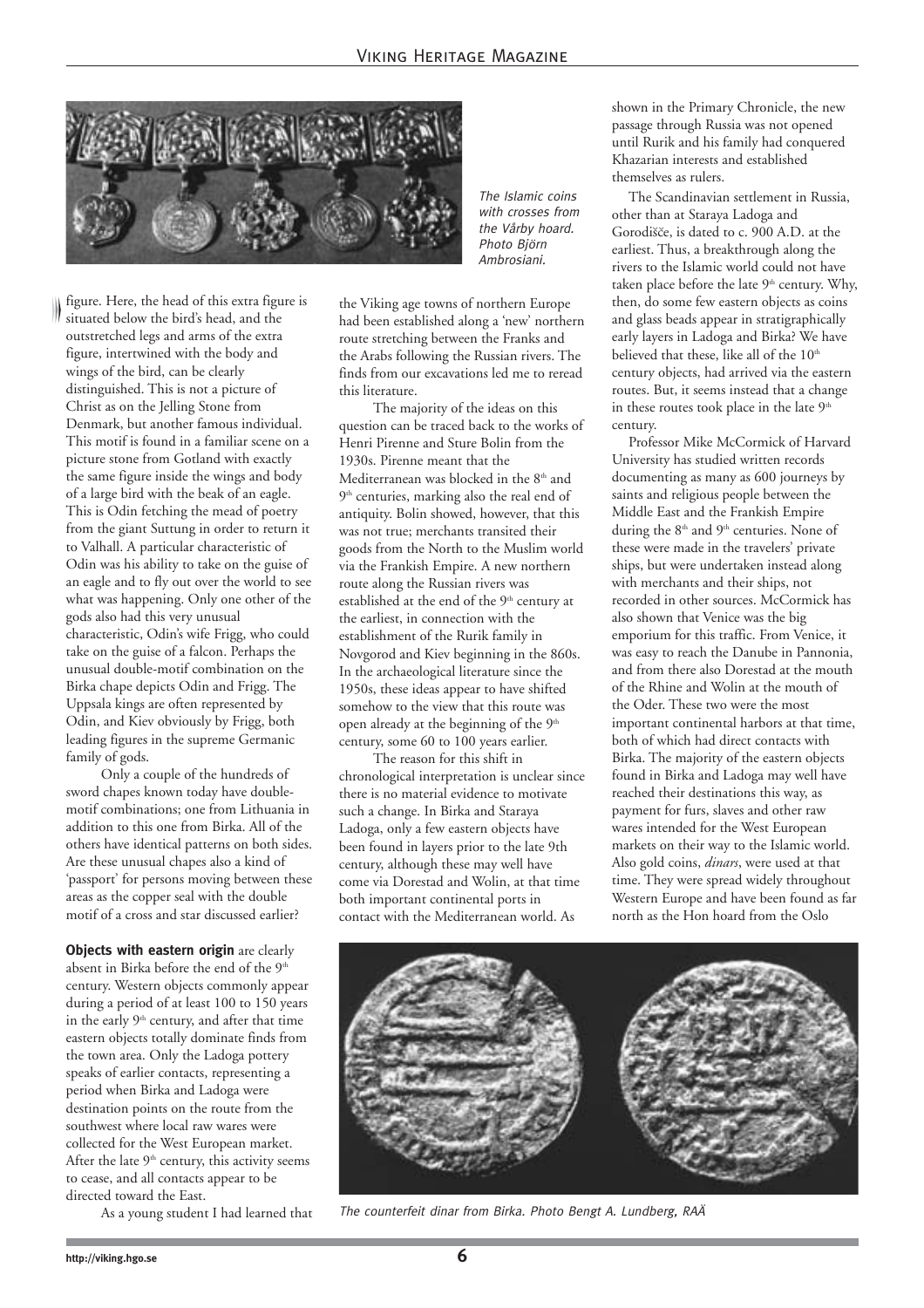The Islamic coins with crosses from the Vårby hoard. Photo Björn Ambrosiani.

figure. Here, the head of this extra figure is situated below the bird's head, and the outstretched legs and arms of the extra figure, intertwined with the body and wings of the bird, can be clearly distinguished. This is not a picture of Christ as on the Jelling Stone from Denmark, but another famous individual. This motif is found in a familiar scene on a picture stone from Gotland with exactly the same figure inside the wings and body of a large bird with the beak of an eagle. This is Odin fetching the mead of poetry from the giant Suttung in order to return it to Valhall. A particular characteristic of Odin was his ability to take on the guise of an eagle and to fly out over the world to see what was happening. Only one other of the gods also had this very unusual characteristic, Odin's wife Frigg, who could take on the guise of a falcon. Perhaps the unusual double-motif combination on the Birka chape depicts Odin and Frigg. The Uppsala kings are often represented by Odin, and Kiev obviously by Frigg, both leading figures in the supreme Germanic family of gods.

Only a couple of the hundreds of sword chapes known today have double-motif combinations; one from Lithuania in addition to this one from Birka. All of the others have identical patterns on both sides. Are these unusual chapes also a kind of 'passport' for persons moving between these areas as the copper seal with the double motif of a cross and star discussed earlier?

**Objects with eastern origin** are clearly absent in Birka before the end of the 9th century. Western objects commonly appear during a period of at least 100 to 150 years in the early 9th century, and after that time eastern objects totally dominate finds from the town area. Only the Ladoga pottery speaks of earlier contacts, representing a period when Birka and Ladoga were destination points on the route from the southwest where local raw wares were collected for the West European market. After the late 9th century, this activity seems to cease, and all contacts appear to be directed toward the East.

As a young student I had learned that the Viking age towns of northern Europe had been established along a 'new' northern route stretching between the Franks and the Arabs following the Russian rivers. The finds from our excavations led me to reread this literature.

The majority of the ideas on this question can be traced back to the works of Henri Pirenne and Sture Bolin from the 1930s. Pirenne meant that the Mediterranean was blocked in the 8th and 9th centuries, marking also the real end of antiquity. Bolin showed, however, that this was not true; merchants transited their goods from the North to the Muslim world via the Frankish Empire. A new northern route along the Russian rivers was established at the end of the 9th century at the earliest, in connection with the establishment of the Rurik family in Novgorod and Kiev beginning in the 860s. In the archaeological literature since the 1950s, these ideas appear to have shifted somehow to the view that this route was open already at the beginning of the 9th century, some 60 to 100 years earlier.

The reason for this shift in chronological interpretation is unclear since there is no material evidence to motivate such a change. In Birka and Staraya Ladoga, only a few eastern objects have been found in layers prior to the late 9th century, although these may well have come via Dorestad and Wolin, at that time both important continental ports in contact with the Mediterranean world. As shown in the Primary Chronicle, the new passage through Russia was not opened until Rurik and his family had conquered Khazarian interests and established themselves as rulers.

The Scandinavian settlement in Russia, other than at Staraya Ladoga and Gorodišče, is dated to c. 900 A.D. at the earliest. Thus, a breakthrough along the rivers to the Islamic world could not have taken place before the late 9th century. Why, then, do some few eastern objects as coins and glass beads appear in stratigraphically early layers in Ladoga and Birka? We have believed that these, like all of the 10th century objects, had arrived via the eastern routes. But, it seems instead that a change in these routes took place in the late 9th century.

Professor Mike McCormick of Harvard University has studied written records documenting as many as 600 journeys by saints and religious people between the Middle East and the Frankish Empire during the 8th and 9th centuries. None of these were made in the travelers' private ships, but were undertaken instead along with merchants and their ships, not recorded in other sources. McCormick has also shown that Venice was the big emporium for this traffic. From Venice, it was easy to reach the Danube in Pannonia, and from there also Dorestad at the mouth of the Rhine and Wolin at the mouth of the Oder. These two were the most important continental harbors at that time, both of which had direct contacts with Birka. The majority of the eastern objects found in Birka and Ladoga may well have reached their destinations this way, as payment for furs, slaves and other raw wares intended for the West European markets on their way to the Islamic world. Also gold coins, *dinars*, were used at that time. They were spread widely throughout Western Europe and have been found as far north as the Hon hoard from the Oslo

*The counterfeit dinar from Birka. Photo Bengt A. Lundberg, RAÄ*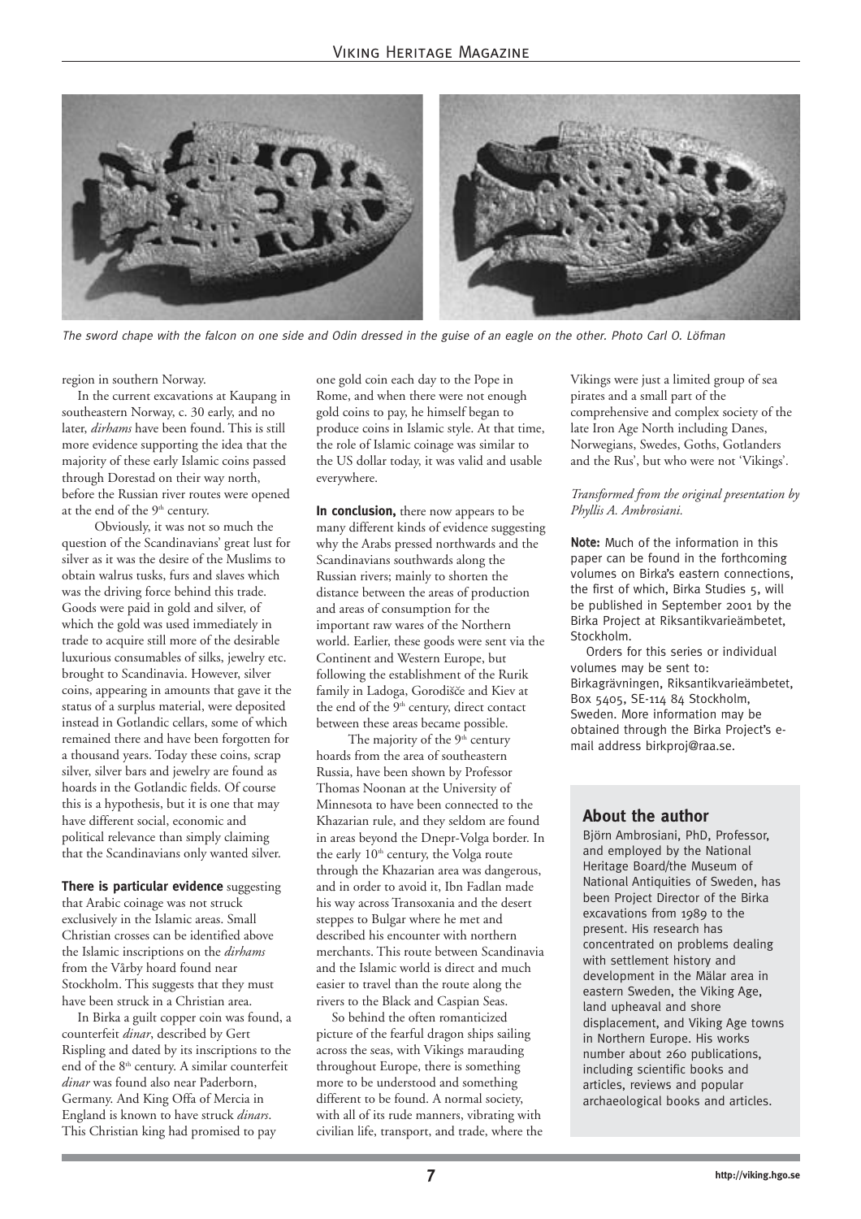*The sword chape with the falcon on one side and Odin dressed in the guise of an eagle on the other. Photo Carl O. Löfman*

region in southern Norway.

In the current excavations at Kaupang in southeastern Norway, c. 30 early, and no later, *dirhams* have been found. This is still more evidence supporting the idea that the majority of these early Islamic coins passed through Dorestad on their way north, before the Russian river routes were opened at the end of the 9th century.

Obviously, it was not so much the question of the Scandinavians' great lust for silver as it was the desire of the Muslims to obtain walrus tusks, furs and slaves which was the driving force behind this trade. Goods were paid in gold and silver, of which the gold was used immediately in trade to acquire still more of the desirable luxurious consumables of silks, jewelry etc. brought to Scandinavia. However, silver coins, appearing in amounts that gave it the status of a surplus material, were deposited instead in Gotlandic cellars, some of which remained there and have been forgotten for a thousand years. Today these coins, scrap silver, silver bars and jewelry are found as hoards in the Gotlandic fields. Of course this is a hypothesis, but it is one that may have different social, economic and political relevance than simply claiming that the Scandinavians only wanted silver.

**There is particular evidence** suggesting that Arabic coinage was not struck exclusively in the Islamic areas. Small Christian crosses can be identified above the Islamic inscriptions on the *dirhams* from the Vårby hoard found near Stockholm. This suggests that they must have been struck in a Christian area.

In Birka a guilt copper coin was found, a counterfeit *dinar*, described by Gert Rispling and dated by its inscriptions to the end of the 8th century. A similar counterfeit *dinar* was found also near Paderborn, Germany. And King Offa of Mercia in England is known to have struck *dinars*. This Christian king had promised to pay one gold coin each day to the Pope in Rome, and when there were not enough gold coins to pay, he himself began to produce coins in Islamic style. At that time, the role of Islamic coinage was similar to the US dollar today, it was valid and usable everywhere.

**In conclusion,** there now appears to be many different kinds of evidence suggesting why the Arabs pressed northwards and the Scandinavians southwards along the Russian rivers; mainly to shorten the distance between the areas of production and areas of consumption for the important raw wares of the Northern world. Earlier, these goods were sent via the Continent and Western Europe, but following the establishment of the Rurik family in Ladoga, Gorodišče and Kiev at the end of the 9th century, direct contact between these areas became possible.

The majority of the 9th century hoards from the area of southeastern Russia, have been shown by Professor Thomas Noonan at the University of Minnesota to have been connected to the Khazarian rule, and they seldom are found in areas beyond the Dnepr-Volga border. In the early 10th century, the Volga route through the Khazarian area was dangerous, and in order to avoid it, Ibn Fadlan made his way across Transoxania and the desert steppes to Bulgar where he met and described his encounter with northern merchants. This route between Scandinavia and the Islamic world is direct and much easier to travel than the route along the rivers to the Black and Caspian Seas.

So behind the often romanticized picture of the fearful dragon ships sailing across the seas, with Vikings marauding throughout Europe, there is something more to be understood and something different to be found. A normal society, with all of its rude manners, vibrating with civilian life, transport, and trade, where the Vikings were just a limited group of sea pirates and a small part of the comprehensive and complex society of the late Iron Age North including Danes, Norwegians, Swedes, Goths, Gotlanders and the Rus', but who were not 'Vikings'.

*Transformed from the original presentation by Phyllis A. Ambrosiani.*

**Note:** Much of the information in this paper can be found in the forthcoming volumes on Birka's eastern connections, the first of which, Birka Studies 5, will be published in September 2001 by the Birka Project at Riksantikvarieämbetet, Stockholm.

Orders for this series or individual volumes may be sent to: Birkagrävningen, Riksantikvarieämbetet, Box 5405, SE-114 84 Stockholm, Sweden. More information may be obtained through the Birka Project's e-mail address birkproj@raa.se.

## About the author

Björn Ambrosiani, PhD, Professor, and employed by the National Heritage Board/the Museum of National Antiquities of Sweden, has been Project Director of the Birka excavations from 1989 to the present. His research has concentrated on problems dealing with settlement history and development in the Mälar area in eastern Sweden, the Viking Age, land upheaval and shore displacement, and Viking Age towns in Northern Europe. His works number about 260 publications, including scientific books and articles, reviews and popular archaeological books and articles.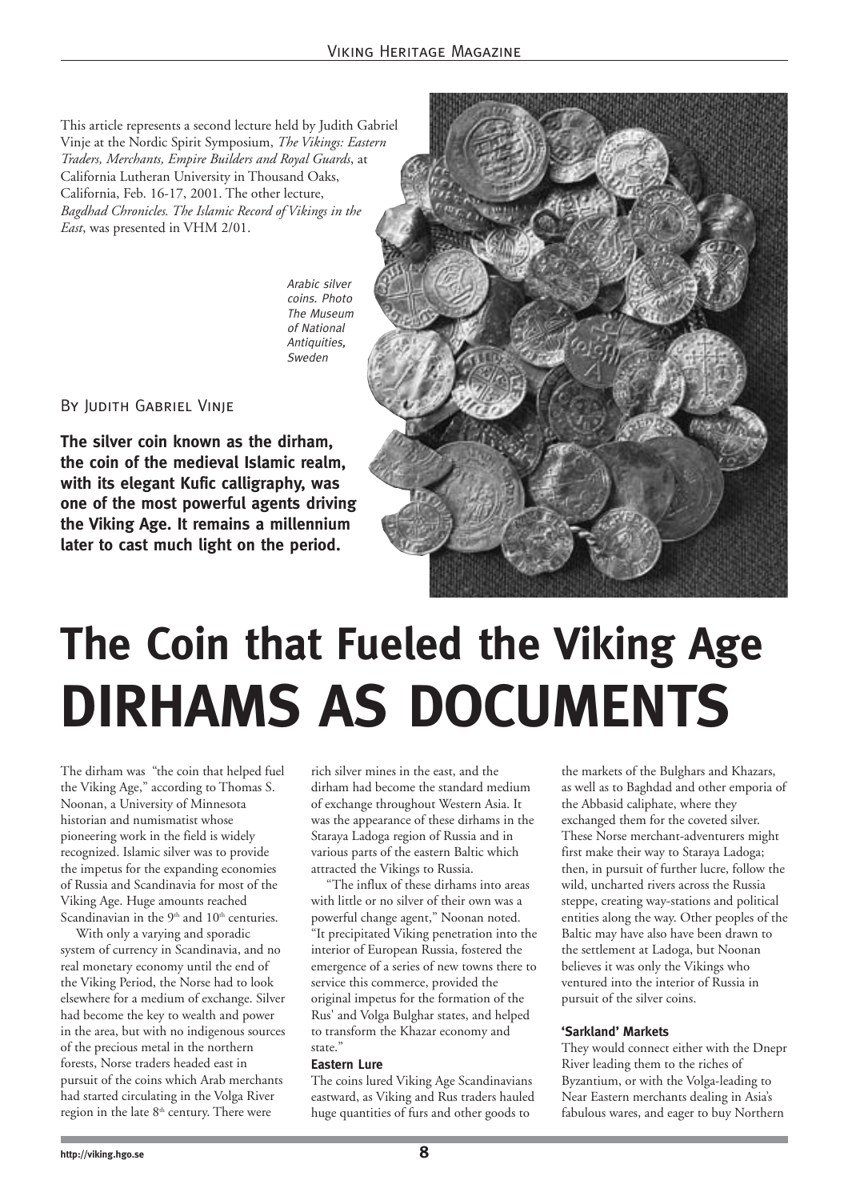This article represents a second lecture held by Judith Gabriel Vinje at the Nordic Spirit Symposium, *The Vikings: Eastern Traders, Merchants, Empire Builders and Royal Guards*, at California Lutheran University in Thousand Oaks, California, Feb. 16-17, 2001. The other lecture, *Bagdhad Chronicles. The Islamic Record of Vikings in the East*, was presented in VHM 2/01.

*Arabic silver coins. Photo The Museum of National Antiquities, Sweden*

By Judith Gabriel Vinje

**The silver coin known as the dirham, the coin of the medieval Islamic realm, with its elegant Kufic calligraphy, was one of the most powerful agents driving the Viking Age. It remains a millennium later to cast much light on the period.**

# The Coin that Fueled the Viking Age DIRHAMS AS DOCUMENTS

The dirham was "the coin that helped fuel the Viking Age," according to Thomas S. Noonan, a University of Minnesota historian and numismatist whose pioneering work in the field is widely recognized. Islamic silver was to provide the impetus for the expanding economies of Russia and Scandinavia for most of the Viking Age. Huge amounts reached Scandinavian in the 9th and 10th centuries.

With only a varying and sporadic system of currency in Scandinavia, and no real monetary economy until the end of the Viking Period, the Norse had to look elsewhere for a medium of exchange. Silver had become the key to wealth and power in the area, but with no indigenous sources of the precious metal in the northern forests, Norse traders headed east in pursuit of the coins which Arab merchants had started circulating in the Volga River region in the late 8th century. There were rich silver mines in the east, and the dirham had become the standard medium of exchange throughout Western Asia. It was the appearance of these dirhams in the Staraya Ladoga region of Russia and in various parts of the eastern Baltic which attracted the Vikings to Russia.

"The influx of these dirhams into areas with little or no silver of their own was a powerful change agent," Noonan noted. "It precipitated Viking penetration into the interior of European Russia, fostered the emergence of a series of new towns there to service this commerce, provided the original impetus for the formation of the Rus' and Volga Bulghar states, and helped to transform the Khazar economy and state."

### Eastern Lure

The coins lured Viking Age Scandinavians eastward, as Viking and Rus traders hauled huge quantities of furs and other goods to the markets of the Bulghars and Khazars, as well as to Baghdad and other emporia of the Abbasid caliphate, where they exchanged them for the coveted silver. These Norse merchant-adventurers might first make their way to Staraya Ladoga; then, in pursuit of further lucre, follow the wild, uncharted rivers across the Russia steppe, creating way-stations and political entities along the way. Other peoples of the Baltic may have also have been drawn to the settlement at Ladoga, but Noonan believes it was only the Vikings who ventured into the interior of Russia in pursuit of the silver coins.

### 'Sarkland' Markets

They would connect either with the Dnepr River leading them to the riches of Byzantium, or with the Volga-leading to Near Eastern merchants dealing in Asia's fabulous wares, and eager to buy Northern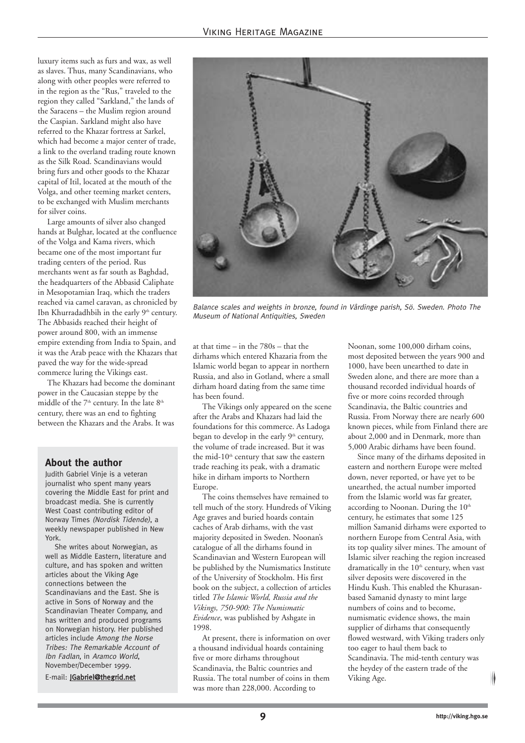luxury items such as furs and wax, as well as slaves. Thus, many Scandinavians, who along with other peoples were referred to in the region as the "Rus," traveled to the region they called "Sarkland," the lands of the Saracens – the Muslim region around the Caspian. Sarkland might also have referred to the Khazar fortress at Sarkel, which had become a major center of trade, a link to the overland trading route known as the Silk Road. Scandinavians would bring furs and other goods to the Khazar capital of Itil, located at the mouth of the Volga, and other teeming market centers, to be exchanged with Muslim merchants for silver coins.

Large amounts of silver also changed hands at Bulghar, located at the confluence of the Volga and Kama rivers, which became one of the most important fur trading centers of the period. Rus merchants went as far south as Baghdad, the headquarters of the Abbasid Caliphate in Mesopotamian Iraq, which the traders reached via camel caravan, as chronicled by Ibn Khurradadhbih in the early 9th century. The Abbasids reached their height of power around 800, with an immense empire extending from India to Spain, and it was the Arab peace with the Khazars that paved the way for the wide-spread commerce luring the Vikings east.

The Khazars had become the dominant power in the Caucasian steppe by the middle of the 7th century. In the late 8th century, there was an end to fighting between the Khazars and the Arabs. It was at that time – in the 780s – that the dirhams which entered Khazaria from the Islamic world began to appear in northern Russia, and also in Gotland, where a small dirham hoard dating from the same time has been found.

*Balance scales and weights in bronze, found in Vårdinge parish, Sö. Sweden. Photo The Museum of National Antiquities, Sweden*

The Vikings only appeared on the scene after the Arabs and Khazars had laid the foundations for this commerce. As Ladoga began to develop in the early 9th century, the volume of trade increased. But it was the mid-10th century that saw the eastern trade reaching its peak, with a dramatic hike in dirham imports to Northern Europe.

The coins themselves have remained to tell much of the story. Hundreds of Viking Age graves and buried hoards contain caches of Arab dirhams, with the vast majority deposited in Sweden. Noonan's catalogue of all the dirhams found in Scandinavian and Western European will be published by the Numismatics Institute of the University of Stockholm. His first book on the subject, a collection of articles titled *The Islamic World, Russia and the Vikings, 750-900: The Numismatic Evidence*, was published by Ashgate in 1998.

At present, there is information on over a thousand individual hoards containing five or more dirhams throughout Scandinavia, the Baltic countries and Russia. The total number of coins in them was more than 228,000. According to Noonan, some 100,000 dirham coins, most deposited between the years 900 and 1000, have been unearthed to date in Sweden alone, and there are more than a thousand recorded individual hoards of five or more coins recorded through Scandinavia, the Baltic countries and Russia. From Norway there are nearly 600 known pieces, while from Finland there are about 2,000 and in Denmark, more than 5,000 Arabic dirhams have been found.

Since many of the dirhams deposited in eastern and northern Europe were melted down, never reported, or have yet to be unearthed, the actual number imported from the Islamic world was far greater, according to Noonan. During the 10th century, he estimates that some 125 million Samanid dirhams were exported to northern Europe from Central Asia, with its top quality silver mines. The amount of Islamic silver reaching the region increased dramatically in the 10th century, when vast silver deposits were discovered in the Hindu Kush. This enabled the Khurasan-based Samanid dynasty to mint large numbers of coins and to become, numismatic evidence shows, the main supplier of dirhams that consequently flowed westward, with Viking traders only too eager to haul them back to Scandinavia. The mid-tenth century was the heydey of the eastern trade of the Viking Age.

## About the author

Judith Gabriel Vinje is a veteran journalist who spent many years covering the Middle East for print and broadcast media. She is currently West Coast contributing editor of Norway Times *(Nordisk Tidende)*, a weekly newspaper published in New York.

She writes about Norwegian, as well as Middle Eastern, literature and culture, and has spoken and written articles about the Viking Age connections between the Scandinavians and the East. She is active in Sons of Norway and the Scandinavian Theater Company, and has written and produced programs on Norwegian history. Her published articles include *Among the Norse Tribes: The Remarkable Account of Ibn Fadlan*, in *Aramco World*, November/December 1999.

E-mail: JGabriel@thegrid.net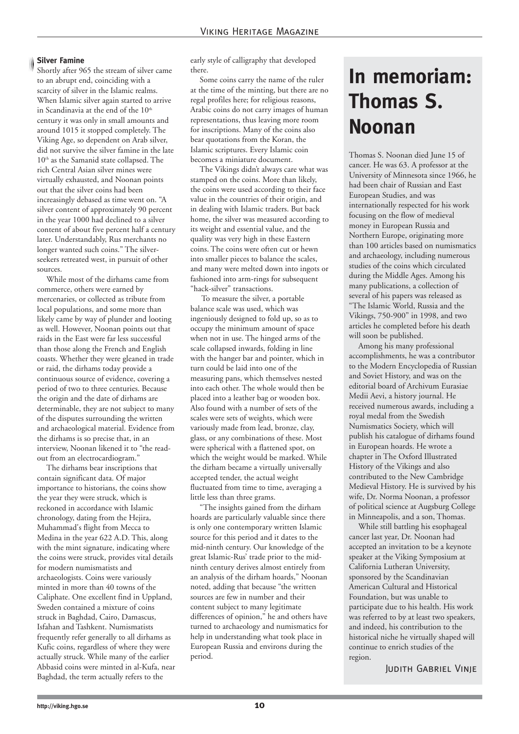### Silver Famine

Shortly after 965 the stream of silver came to an abrupt end, coinciding with a scarcity of silver in the Islamic realms. When Islamic silver again started to arrive in Scandinavia at the end of the 10th century it was only in small amounts and around 1015 it stopped completely. The Viking Age, so dependent on Arab silver, did not survive the silver famine in the late 10th as the Samanid state collapsed. The rich Central Asian silver mines were virtually exhausted, and Noonan points out that the silver coins had been increasingly debased as time went on. "A silver content of approximately 90 percent in the year 1000 had declined to a silver content of about five percent half a century later. Understandably, Rus merchants no longer wanted such coins." The silver-seekers retreated west, in pursuit of other sources.

While most of the dirhams came from commerce, others were earned by mercenaries, or collected as tribute from local populations, and some more than likely came by way of plunder and looting as well. However, Noonan points out that raids in the East were far less successful than those along the French and English coasts. Whether they were gleaned in trade or raid, the dirhams today provide a continuous source of evidence, covering a period of two to three centuries. Because the origin and the date of dirhams are determinable, they are not subject to many of the disputes surrounding the written and archaeological material. Evidence from the dirhams is so precise that, in an interview, Noonan likened it to "the read-out from an electrocardiogram."

The dirhams bear inscriptions that contain significant data. Of major importance to historians, the coins show the year they were struck, which is reckoned in accordance with Islamic chronology, dating from the Hejira, Muhammad's flight from Mecca to Medina in the year 622 A.D. This, along with the mint signature, indicating where the coins were struck, provides vital details for modern numismatists and archaeologists. Coins were variously minted in more than 40 towns of the Caliphate. One excellent find in Uppland, Sweden contained a mixture of coins struck in Baghdad, Cairo, Damascus, Isfahan and Tashkent. Numismatists frequently refer generally to all dirhams as Kufic coins, regardless of where they were actually struck. While many of the earlier Abbasid coins were minted in al-Kufa, near Baghdad, the term actually refers to the early style of calligraphy that developed there.

Some coins carry the name of the ruler at the time of the minting, but there are no regal profiles here; for religious reasons, Arabic coins do not carry images of human representations, thus leaving more room for inscriptions. Many of the coins also bear quotations from the Koran, the Islamic scriptures. Every Islamic coin becomes a miniature document.

The Vikings didn't always care what was stamped on the coins. More than likely, the coins were used according to their face value in the countries of their origin, and in dealing with Islamic traders. But back home, the silver was measured according to its weight and essential value, and the quality was very high in these Eastern coins. The coins were often cut or hewn into smaller pieces to balance the scales, and many were melted down into ingots or fashioned into arm-rings for subsequent "hack-silver" transactions.

To measure the silver, a portable balance scale was used, which was ingeniously designed to fold up, so as to occupy the minimum amount of space when not in use. The hinged arms of the scale collapsed inwards, folding in line with the hanger bar and pointer, which in turn could be laid into one of the measuring pans, which themselves nested into each other. The whole would then be placed into a leather bag or wooden box. Also found with a number of sets of the scales were sets of weights, which were variously made from lead, bronze, clay, glass, or any combinations of these. Most were spherical with a flattened spot, on which the weight would be marked. While the dirham became a virtually universally accepted tender, the actual weight fluctuated from time to time, averaging a little less than three grams.

"The insights gained from the dirham hoards are particularly valuable since there is only one contemporary written Islamic source for this period and it dates to the mid-ninth century. Our knowledge of the great Islamic-Rus' trade prior to the mid-ninth century derives almost entirely from an analysis of the dirham hoards," Noonan noted, adding that because "the written sources are few in number and their content subject to many legitimate differences of opinion," he and others have turned to archaeology and numismatics for help in understanding what took place in European Russia and environs during the period.

# In memoriam: Thomas S. Noonan

Thomas S. Noonan died June 15 of cancer. He was 63. A professor at the University of Minnesota since 1966, he had been chair of Russian and East European Studies, and was internationally respected for his work focusing on the flow of medieval money in European Russia and Northern Europe, originating more than 100 articles based on numismatics and archaeology, including numerous studies of the coins which circulated during the Middle Ages. Among his many publications, a collection of several of his papers was released as "The Islamic World, Russia and the Vikings, 750-900" in 1998, and two articles he completed before his death will soon be published.

Among his many professional accomplishments, he was a contributor to the Modern Encyclopedia of Russian and Soviet History, and was on the editorial board of Archivum Eurasiae Medii Aevi, a history journal. He received numerous awards, including a royal medal from the Swedish Numismatics Society, which will publish his catalogue of dirhams found in European hoards. He wrote a chapter in The Oxford Illustrated History of the Vikings and also contributed to the New Cambridge Medieval History. He is survived by his wife, Dr. Norma Noonan, a professor of political science at Augsburg College in Minneapolis, and a son, Thomas.

While still battling his esophageal cancer last year, Dr. Noonan had accepted an invitation to be a keynote speaker at the Viking Symposium at California Lutheran University, sponsored by the Scandinavian American Cultural and Historical Foundation, but was unable to participate due to his health. His work was referred to by at least two speakers, and indeed, his contribution to the historical niche he virtually shaped will continue to enrich studies of the region.

Judith Gabriel Vinje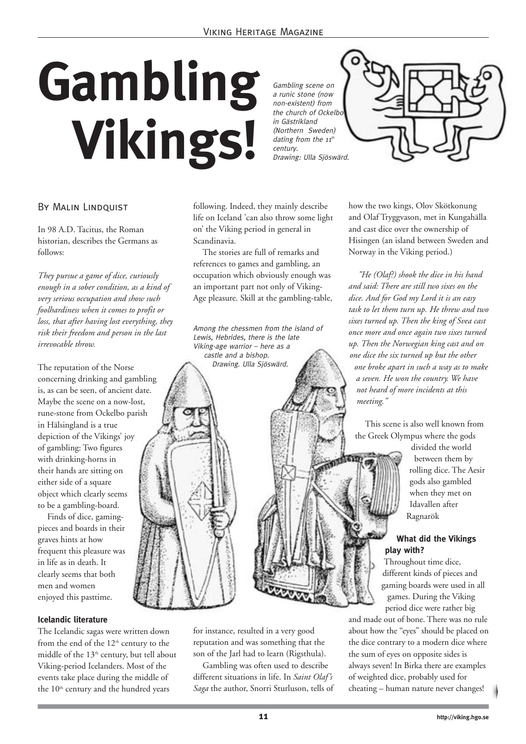# Gambling Vikings!

*Gambling scene on a runic stone (now non-existent) from the church of Ockelbo in Gästrikland (Northern Sweden) dating from the 11th century. Drawing: Ulla Sjöswärd.*

By Malin Lindquist

In 98 A.D. Tacitus, the Roman historian, describes the Germans as follows:

*They pursue a game of dice, curiously enough in a sober condition, as a kind of very serious occupation and show such foolhardiness when it comes to profit or loss, that after having lost everything, they risk their freedom and person in the last irrevocable throw.*

The reputation of the Norse concerning drinking and gambling is, as can be seen, of ancient date. Maybe the scene on a now-lost, rune-stone from Ockelbo parish in Hälsingland is a true depiction of the Vikings' joy of gambling: Two figures with drinking-horns in their hands are sitting on either side of a square object which clearly seems to be a gambling-board.

Finds of dice, gaming-pieces and boards in their graves hints at how frequent this pleasure was in life as in death. It clearly seems that both men and women enjoyed this pasttime.

### Icelandic literature

The Icelandic sagas were written down from the end of the 12th century to the middle of the 13th century, but tell about Viking-period Icelanders. Most of the events take place during the middle of the 10th century and the hundred years following. Indeed, they mainly describe life on Iceland 'can also throw some light on' the Viking period in general in Scandinavia.

The stories are full of remarks and references to games and gambling, an occupation which obviously enough was an important part not only of Viking-Age pleasure. Skill at the gambling-table, for instance, resulted in a very good reputation and was something that the son of the Jarl had to learn (Rigsthula).

*Among the chessmen from the island of Lewis, Hebrides, there is the late Viking-age warrior – here as a castle and a bishop. Drawing. Ulla Sjöswärd.*

Gambling was often used to describe different situations in life. In *Saint Olaf's Saga* the author, Snorri Sturluson, tells of how the two kings, Olov Skötkonung and Olaf Tryggvason, met in Kungahälla and cast dice over the ownership of Hisingen (an island between Sweden and Norway in the Viking period.)

*"He (Olaf?) shook the dice in his hand and said: There are still two sixes on the dice. And for God my Lord it is an easy task to let them turn up. He threw and two sixes turned up. Then the king of Svea cast once more and once again two sixes turned up. Then the Norwegian king cast and on one dice the six turned up but the other one broke apart in such a way as to make a seven. He won the country. We have not heard of more incidents at this meeting."*

This scene is also well known from the Greek Olympus where the gods divided the world between them by rolling dice. The Aesir gods also gambled when they met on Idavallen after Ragnarök

### What did the Vikings play with?

Throughout time dice, different kinds of pieces and gaming boards were used in all games. During the Viking period dice were rather big and made out of bone. There was no rule about how the "eyes" should be placed on the dice contrary to a modern dice where the sum of eyes on opposite sides is always seven! In Birka there are examples of weighted dice, probably used for cheating – human nature never changes!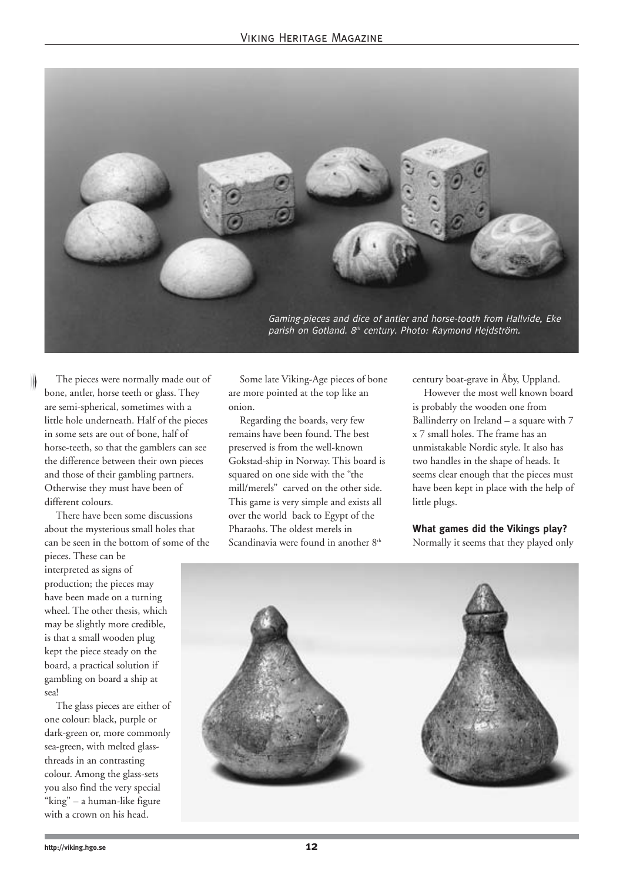*Gaming-pieces and dice of antler and horse-tooth from Hallvide, Eke parish on Gotland. 8th century. Photo: Raymond Hejdström.*

The pieces were normally made out of bone, antler, horse teeth or glass. They are semi-spherical, sometimes with a little hole underneath. Half of the pieces in some sets are out of bone, half of horse-teeth, so that the gamblers can see the difference between their own pieces and those of their gambling partners. Otherwise they must have been of different colours.

There have been some discussions about the mysterious small holes that can be seen in the bottom of some of the pieces. These can be interpreted as signs of production; the pieces may have been made on a turning wheel. The other thesis, which may be slightly more credible, is that a small wooden plug kept the piece steady on the board, a practical solution if gambling on board a ship at sea!

The glass pieces are either of one colour: black, purple or dark-green or, more commonly sea-green, with melted glass-threads in an contrasting colour. Among the glass-sets you also find the very special "king" – a human-like figure with a crown on his head.

Some late Viking-Age pieces of bone are more pointed at the top like an onion.

Regarding the boards, very few remains have been found. The best preserved is from the well-known Gokstad-ship in Norway. This board is squared on one side with the "the mill/merels" carved on the other side. This game is very simple and exists all over the world back to Egypt of the Pharaohs. The oldest merels in Scandinavia were found in another 8th century boat-grave in Åby, Uppland.

However the most well known board is probably the wooden one from Ballinderry on Ireland – a square with 7 x 7 small holes. The frame has an unmistakable Nordic style. It also has two handles in the shape of heads. It seems clear enough that the pieces must have been kept in place with the help of little plugs.

**What games did the Vikings play?**

Normally it seems that they played only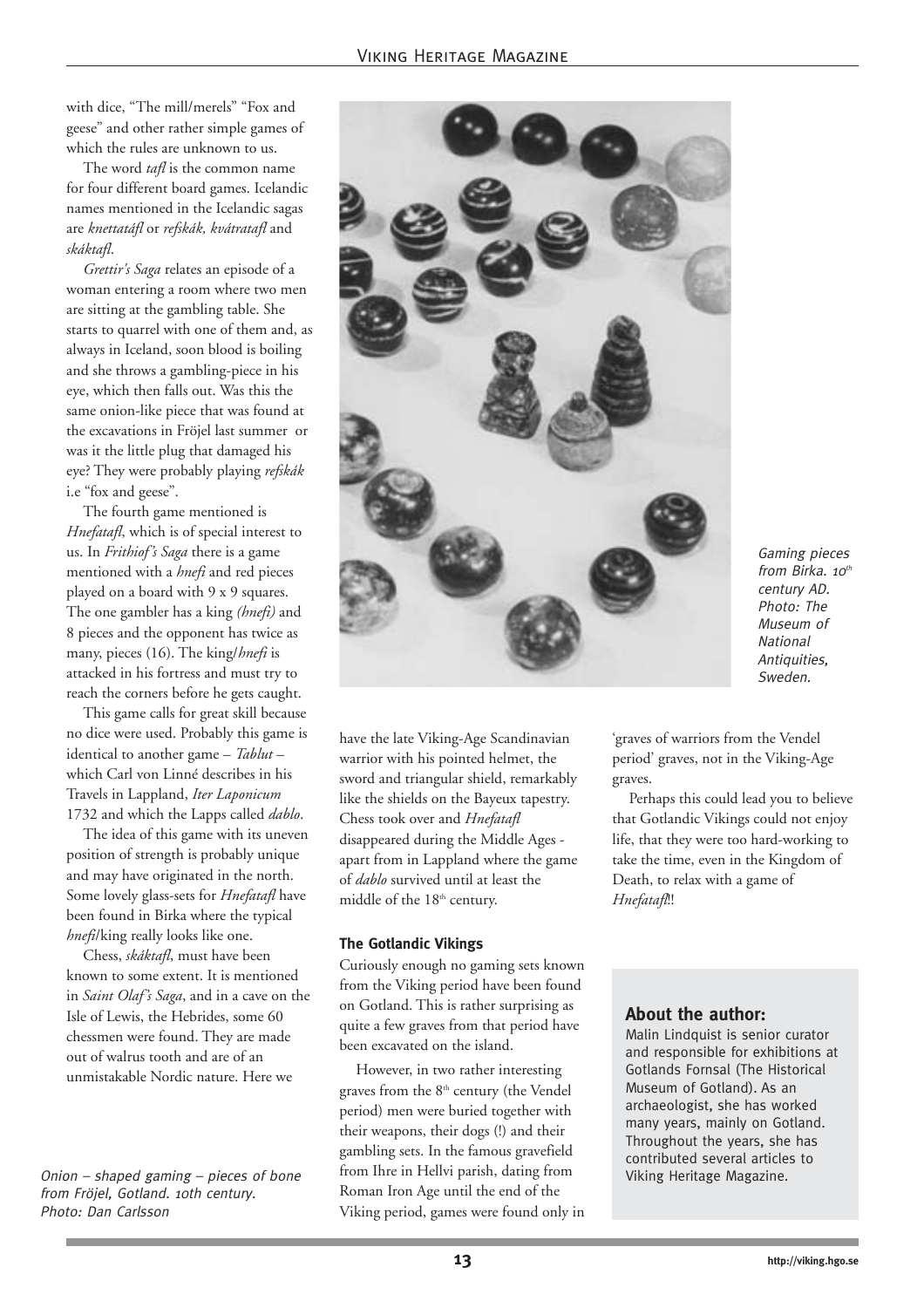with dice, "The mill/merels" "Fox and geese" and other rather simple games of which the rules are unknown to us.

The word *tafl* is the common name for four different board games. Icelandic names mentioned in the Icelandic sagas are *knettatáfl* or *refskák, kvátratafl* and *skáktafl*.

*Grettir's Saga* relates an episode of a woman entering a room where two men are sitting at the gambling table. She starts to quarrel with one of them and, as always in Iceland, soon blood is boiling and she throws a gambling-piece in his eye, which then falls out. Was this the same onion-like piece that was found at the excavations in Fröjel last summer or was it the little plug that damaged his eye? They were probably playing *refskák* i.e "fox and geese".

The fourth game mentioned is *Hnefatafl*, which is of special interest to us. In *Frithiof's Saga* there is a game mentioned with a *hnefi* and red pieces played on a board with 9 x 9 squares. The one gambler has a king *(hnefi)* and 8 pieces and the opponent has twice as many, pieces (16). The king/*hnefi* is attacked in his fortress and must try to reach the corners before he gets caught.

This game calls for great skill because no dice were used. Probably this game is identical to another game – *Tablut* – which Carl von Linné describes in his Travels in Lappland, *Iter Laponicum* 1732 and which the Lapps called *dablo*.

The idea of this game with its uneven position of strength is probably unique and may have originated in the north. Some lovely glass-sets for *Hnefatafl* have been found in Birka where the typical *hnefi*/king really looks like one.

Chess, *skáktafl*, must have been known to some extent. It is mentioned in *Saint Olaf's Saga*, and in a cave on the Isle of Lewis, the Hebrides, some 60 chessmen were found. They are made out of walrus tooth and are of an unmistakable Nordic nature. Here we have the late Viking-Age Scandinavian warrior with his pointed helmet, the sword and triangular shield, remarkably like the shields on the Bayeux tapestry. Chess took over and *Hnefatafl* disappeared during the Middle Ages - apart from in Lappland where the game of *dablo* survived until at least the middle of the 18th century.

*Onion – shaped gaming – pieces of bone from Fröjel, Gotland. 10th century. Photo: Dan Carlsson*

*Gaming pieces from Birka. 10th century AD. Photo: The Museum of National Antiquities, Sweden.*

### The Gotlandic Vikings

Curiously enough no gaming sets known from the Viking period have been found on Gotland. This is rather surprising as quite a few graves from that period have been excavated on the island.

However, in two rather interesting graves from the 8th century (the Vendel period) men were buried together with their weapons, their dogs (!) and their gambling sets. In the famous gravefield from Ihre in Hellvi parish, dating from Roman Iron Age until the end of the Viking period, games were found only in 'graves of warriors from the Vendel period' graves, not in the Viking-Age graves.

Perhaps this could lead you to believe that Gotlandic Vikings could not enjoy life, that they were too hard-working to take the time, even in the Kingdom of Death, to relax with a game of *Hnefatafl*!!

**About the author:**

Malin Lindquist is senior curator and responsible for exhibitions at Gotlands Fornsal (The Historical Museum of Gotland). As an archaeologist, she has worked many years, mainly on Gotland. Throughout the years, she has contributed several articles to Viking Heritage Magazine.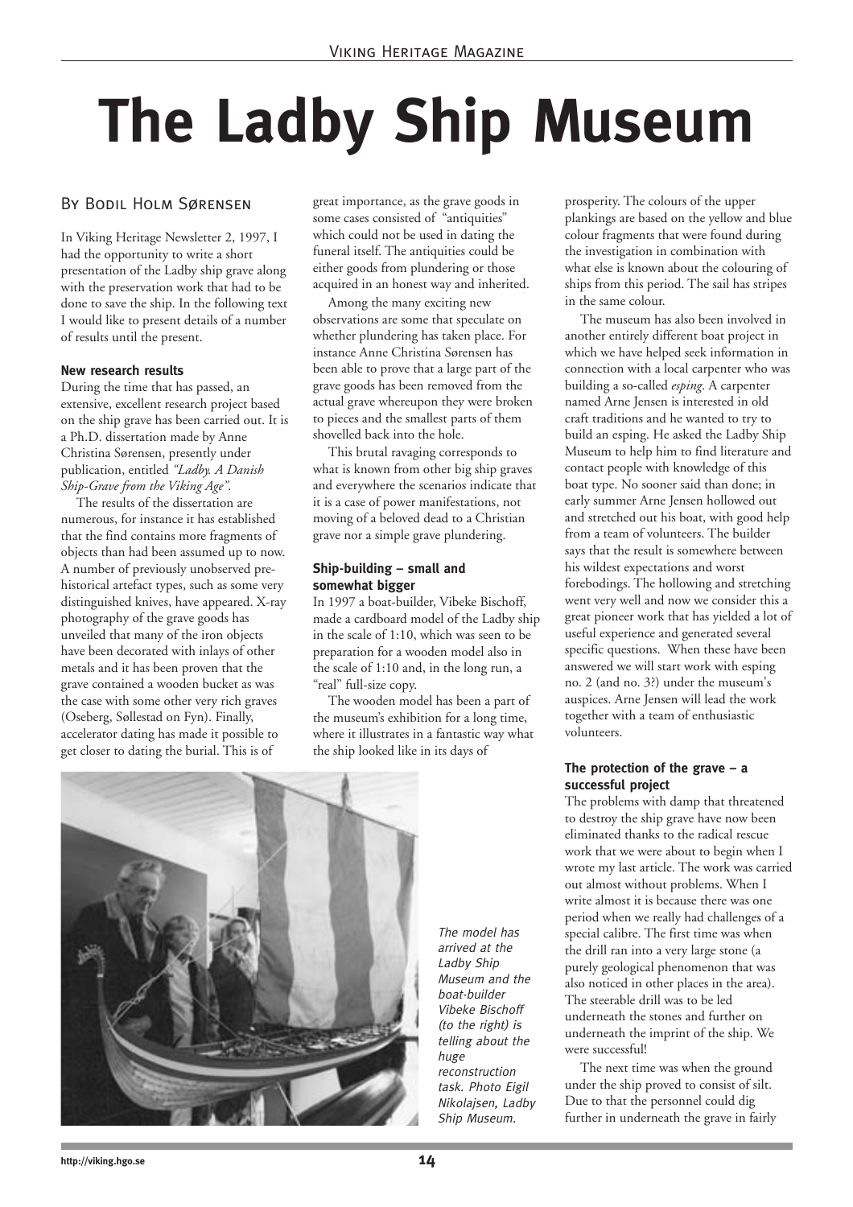# The Ladby Ship Museum

By Bodil Holm Sørensen

In Viking Heritage Newsletter 2, 1997, I had the opportunity to write a short presentation of the Ladby ship grave along with the preservation work that had to be done to save the ship. In the following text I would like to present details of a number of results until the present.

#### New research results

During the time that has passed, an extensive, excellent research project based on the ship grave has been carried out. It is a Ph.D. dissertation made by Anne Christina Sørensen, presently under publication, entitled *"Ladby. A Danish Ship-Grave from the Viking Age"*.

The results of the dissertation are numerous, for instance it has established that the find contains more fragments of objects than had been assumed up to now. A number of previously unobserved pre-historical artefact types, such as some very distinguished knives, have appeared. X-ray photography of the grave goods has unveiled that many of the iron objects have been decorated with inlays of other metals and it has been proven that the grave contained a wooden bucket as was the case with some other very rich graves (Oseberg, Søllestad on Fyn). Finally, accelerator dating has made it possible to get closer to dating the burial. This is of great importance, as the grave goods in some cases consisted of "antiquities" which could not be used in dating the funeral itself. The antiquities could be either goods from plundering or those acquired in an honest way and inherited.

Among the many exciting new observations are some that speculate on whether plundering has taken place. For instance Anne Christina Sørensen has been able to prove that a large part of the grave goods has been removed from the actual grave whereupon they were broken to pieces and the smallest parts of them shovelled back into the hole.

This brutal ravaging corresponds to what is known from other big ship graves and everywhere the scenarios indicate that it is a case of power manifestations, not moving of a beloved dead to a Christian grave nor a simple grave plundering.

#### Ship-building – small and somewhat bigger

In 1997 a boat-builder, Vibeke Bischoff, made a cardboard model of the Ladby ship in the scale of 1:10, which was seen to be preparation for a wooden model also in the scale of 1:10 and, in the long run, a "real" full-size copy.

The wooden model has been a part of the museum's exhibition for a long time, where it illustrates in a fantastic way what the ship looked like in its days of prosperity. The colours of the upper plankings are based on the yellow and blue colour fragments that were found during the investigation in combination with what else is known about the colouring of ships from this period. The sail has stripes in the same colour.

The museum has also been involved in another entirely different boat project in which we have helped seek information in connection with a local carpenter who was building a so-called *esping*. A carpenter named Arne Jensen is interested in old craft traditions and he wanted to try to build an esping. He asked the Ladby Ship Museum to help him to find literature and contact people with knowledge of this boat type. No sooner said than done; in early summer Arne Jensen hollowed out and stretched out his boat, with good help from a team of volunteers. The builder says that the result is somewhere between his wildest expectations and worst forebodings. The hollowing and stretching went very well and now we consider this a great pioneer work that has yielded a lot of useful experience and generated several specific questions. When these have been answered we will start work with esping no. 2 (and no. 3?) under the museum's auspices. Arne Jensen will lead the work together with a team of enthusiastic volunteers.

*The model has arrived at the Ladby Ship Museum and the boat-builder Vibeke Bischoff (to the right) is telling about the huge reconstruction task. Photo Eigil Nikolajsen, Ladby Ship Museum.*

#### The protection of the grave – a successful project

The problems with damp that threatened to destroy the ship grave have now been eliminated thanks to the radical rescue work that we were about to begin when I wrote my last article. The work was carried out almost without problems. When I write almost it is because there was one period when we really had challenges of a special calibre. The first time was when the drill ran into a very large stone (a purely geological phenomenon that was also noticed in other places in the area). The steerable drill was to be led underneath the stones and further on underneath the imprint of the ship. We were successful!

The next time was when the ground under the ship proved to consist of silt. Due to that the personnel could dig further in underneath the grave in fairly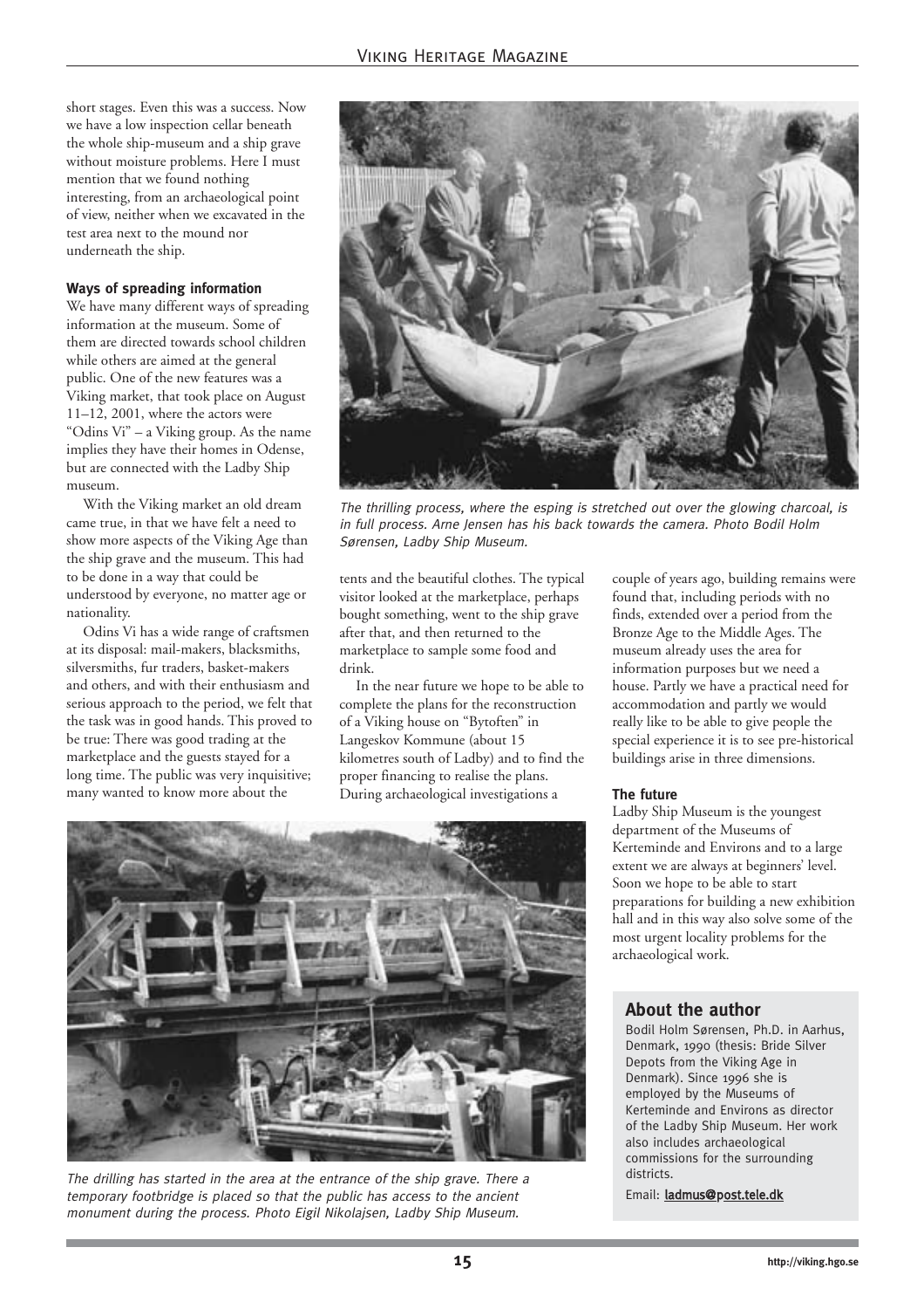short stages. Even this was a success. Now we have a low inspection cellar beneath the whole ship-museum and a ship grave without moisture problems. Here I must mention that we found nothing interesting, from an archaeological point of view, neither when we excavated in the test area next to the mound nor underneath the ship.

**Ways of spreading information**

We have many different ways of spreading information at the museum. Some of them are directed towards school children while others are aimed at the general public. One of the new features was a Viking market, that took place on August 11–12, 2001, where the actors were "Odins Vi" – a Viking group. As the name implies they have their homes in Odense, but are connected with the Ladby Ship museum.

With the Viking market an old dream came true, in that we have felt a need to show more aspects of the Viking Age than the ship grave and the museum. This had to be done in a way that could be understood by everyone, no matter age or nationality.

Odins Vi has a wide range of craftsmen at its disposal: mail-makers, blacksmiths, silversmiths, fur traders, basket-makers and others, and with their enthusiasm and serious approach to the period, we felt that the task was in good hands. This proved to be true: There was good trading at the marketplace and the guests stayed for a long time. The public was very inquisitive; many wanted to know more about the tents and the beautiful clothes. The typical visitor looked at the marketplace, perhaps bought something, went to the ship grave after that, and then returned to the marketplace to sample some food and drink.

*The thrilling process, where the esping is stretched out over the glowing charcoal, is in full process. Arne Jensen has his back towards the camera. Photo Bodil Holm Sørensen, Ladby Ship Museum.*

In the near future we hope to be able to complete the plans for the reconstruction of a Viking house on "Bytoften" in Langeskov Kommune (about 15 kilometres south of Ladby) and to find the proper financing to realise the plans. During archaeological investigations a couple of years ago, building remains were found that, including periods with no finds, extended over a period from the Bronze Age to the Middle Ages. The museum already uses the area for information purposes but we need a house. Partly we have a practical need for accommodation and partly we would really like to be able to give people the special experience it is to see pre-historical buildings arise in three dimensions.

*The drilling has started in the area at the entrance of the ship grave. There a temporary footbridge is placed so that the public has access to the ancient monument during the process. Photo Eigil Nikolajsen, Ladby Ship Museum.*

**The future**

Ladby Ship Museum is the youngest department of the Museums of Kerteminde and Environs and to a large extent we are always at beginners' level. Soon we hope to be able to start preparations for building a new exhibition hall and in this way also solve some of the most urgent locality problems for the archaeological work.

## About the author

Bodil Holm Sørensen, Ph.D. in Aarhus, Denmark, 1990 (thesis: Bride Silver Depots from the Viking Age in Denmark). Since 1996 she is employed by the Museums of Kerteminde and Environs as director of the Ladby Ship Museum. Her work also includes archaeological commissions for the surrounding districts.

Email: ladmus@post.tele.dk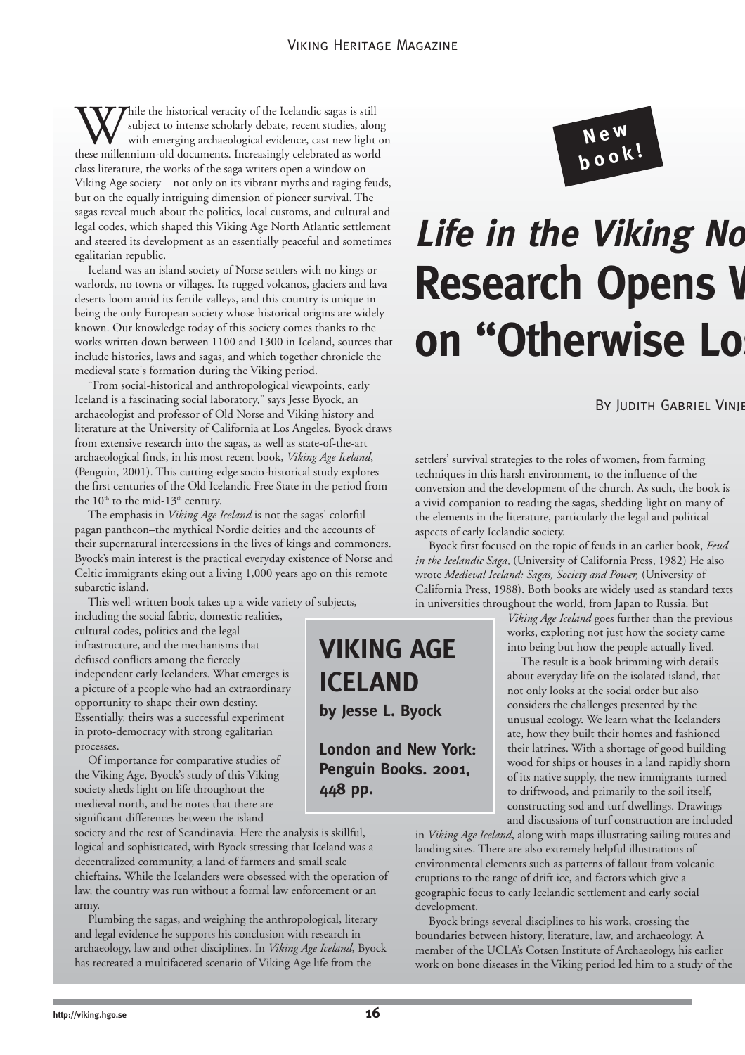New book!

# *Life in the Viking No* Research Opens W on "Otherwise Lo

By Judith Gabriel Vinje

While the historical veracity of the Icelandic sagas is still subject to intense scholarly debate, recent studies, along with emerging archaeological evidence, cast new light on these millennium-old documents. Increasingly celebrated as world class literature, the works of the saga writers open a window on Viking Age society – not only on its vibrant myths and raging feuds, but on the equally intriguing dimension of pioneer survival. The sagas reveal much about the politics, local customs, and cultural and legal codes, which shaped this Viking Age North Atlantic settlement and steered its development as an essentially peaceful and sometimes egalitarian republic.

Iceland was an island society of Norse settlers with no kings or warlords, no towns or villages. Its rugged volcanos, glaciers and lava deserts loom amid its fertile valleys, and this country is unique in being the only European society whose historical origins are widely known. Our knowledge today of this society comes thanks to the works written down between 1100 and 1300 in Iceland, sources that include histories, laws and sagas, and which together chronicle the medieval state's formation during the Viking period.

"From social-historical and anthropological viewpoints, early Iceland is a fascinating social laboratory," says Jesse Byock, an archaeologist and professor of Old Norse and Viking history and literature at the University of California at Los Angeles. Byock draws from extensive research into the sagas, as well as state-of-the-art archaeological finds, in his most recent book, *Viking Age Iceland*, (Penguin, 2001). This cutting-edge socio-historical study explores the first centuries of the Old Icelandic Free State in the period from the 10th to the mid-13th century.

The emphasis in *Viking Age Iceland* is not the sagas' colorful pagan pantheon–the mythical Nordic deities and the accounts of their supernatural intercessions in the lives of kings and commoners. Byock's main interest is the practical everyday existence of Norse and Celtic immigrants eking out a living 1,000 years ago on this remote subarctic island.

This well-written book takes up a wide variety of subjects, including the social fabric, domestic realities, cultural codes, politics and the legal infrastructure, and the mechanisms that defused conflicts among the fiercely independent early Icelanders. What emerges is a picture of a people who had an extraordinary opportunity to shape their own destiny. Essentially, theirs was a successful experiment in proto-democracy with strong egalitarian processes.

Of importance for comparative studies of the Viking Age, Byock's study of this Viking society sheds light on life throughout the medieval north, and he notes that there are significant differences between the island society and the rest of Scandinavia. Here the analysis is skillful, logical and sophisticated, with Byock stressing that Iceland was a decentralized community, a land of farmers and small scale chieftains. While the Icelanders were obsessed with the operation of law, the country was run without a formal law enforcement or an army.

Plumbing the sagas, and weighing the anthropological, literary and legal evidence he supports his conclusion with research in archaeology, law and other disciplines. In *Viking Age Iceland*, Byock has recreated a multifaceted scenario of Viking Age life from the settlers' survival strategies to the roles of women, from farming techniques in this harsh environment, to the influence of the conversion and the development of the church. As such, the book is a vivid companion to reading the sagas, shedding light on many of the elements in the literature, particularly the legal and political aspects of early Icelandic society.

Byock first focused on the topic of feuds in an earlier book, *Feud in the Icelandic Saga*, (University of California Press, 1982) He also wrote *Medieval Iceland: Sagas, Society and Power,* (University of California Press, 1988). Both books are widely used as standard texts in universities throughout the world, from Japan to Russia. But *Viking Age Iceland* goes further than the previous works, exploring not just how the society came into being but how the people actually lived.

The result is a book brimming with details about everyday life on the isolated island, that not only looks at the social order but also considers the challenges presented by the unusual ecology. We learn what the Icelanders ate, how they built their homes and fashioned their latrines. With a shortage of good building wood for ships or houses in a land rapidly shorn of its native supply, the new immigrants turned to driftwood, and primarily to the soil itself, constructing sod and turf dwellings. Drawings and discussions of turf construction are included in *Viking Age Iceland*, along with maps illustrating sailing routes and landing sites. There are also extremely helpful illustrations of environmental elements such as patterns of fallout from volcanic eruptions to the range of drift ice, and factors which give a geographic focus to early Icelandic settlement and early social development.

Byock brings several disciplines to his work, crossing the boundaries between history, literature, law, and archaeology. A member of the UCLA's Cotsen Institute of Archaeology, his earlier work on bone diseases in the Viking period led him to a study of the

**VIKING AGE ICELAND**

**by Jesse L. Byock**

**London and New York: Penguin Books. 2001, 448 pp.**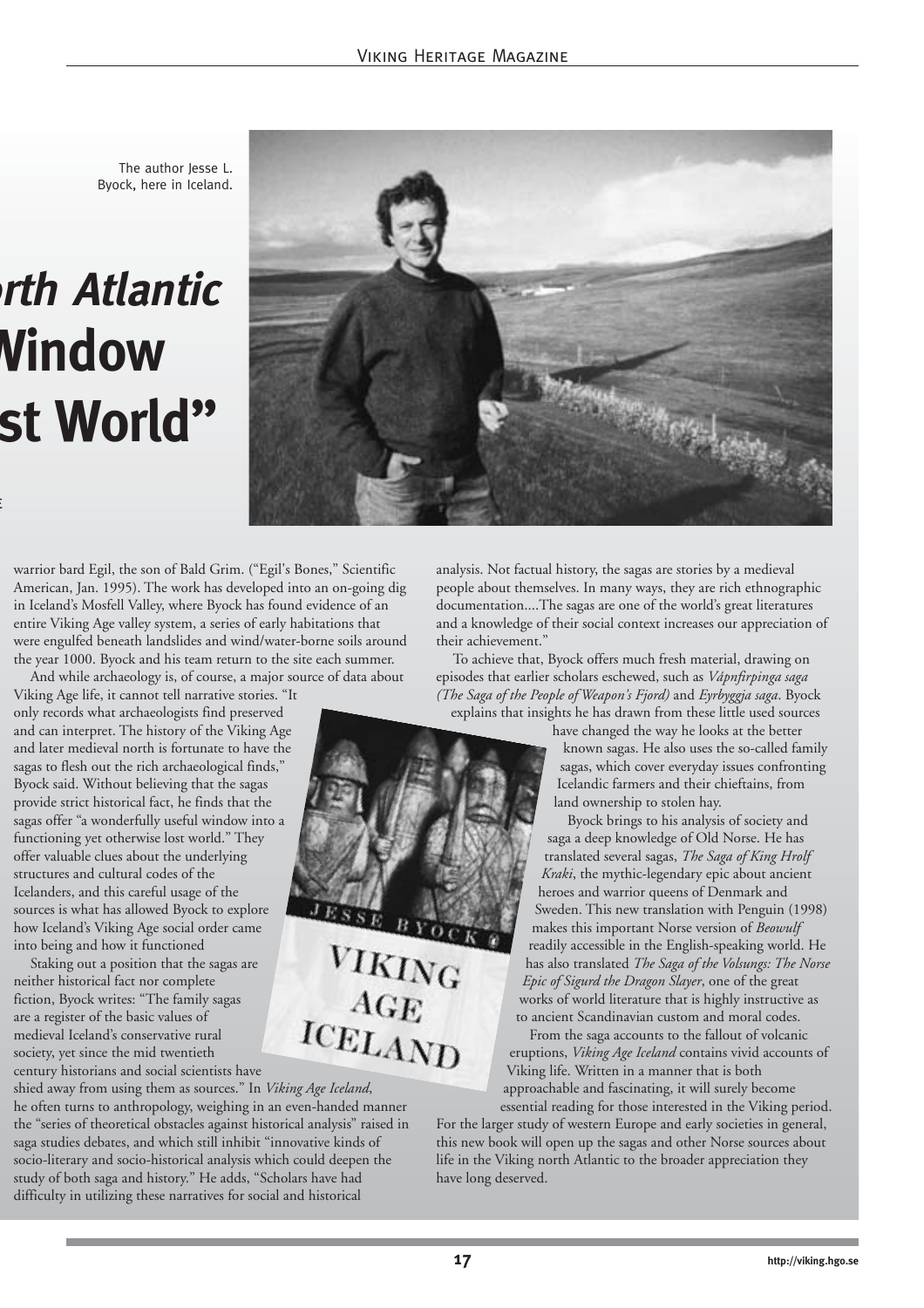The author Jesse L. Byock, here in Iceland.

# rth Atlantic Window st World"

warrior bard Egil, the son of Bald Grim. ("Egil's Bones," Scientific American, Jan. 1995). The work has developed into an on-going dig in Iceland's Mosfell Valley, where Byock has found evidence of an entire Viking Age valley system, a series of early habitations that were engulfed beneath landslides and wind/water-borne soils around the year 1000. Byock and his team return to the site each summer.

And while archaeology is, of course, a major source of data about Viking Age life, it cannot tell narrative stories. "It only records what archaeologists find preserved and can interpret. The history of the Viking Age and later medieval north is fortunate to have the sagas to flesh out the rich archaeological finds," Byock said. Without believing that the sagas provide strict historical fact, he finds that the sagas offer "a wonderfully useful window into a functioning yet otherwise lost world." They offer valuable clues about the underlying structures and cultural codes of the Icelanders, and this careful usage of the sources is what has allowed Byock to explore how Iceland's Viking Age social order came into being and how it functioned

Staking out a position that the sagas are neither historical fact nor complete fiction, Byock writes: "The family sagas are a register of the basic values of medieval Iceland's conservative rural society, yet since the mid twentieth century historians and social scientists have shied away from using them as sources." In *Viking Age Iceland*, he often turns to anthropology, weighing in an even-handed manner the "series of theoretical obstacles against historical analysis" raised in saga studies debates, and which still inhibit "innovative kinds of socio-literary and socio-historical analysis which could deepen the study of both saga and history." He adds, "Scholars have had difficulty in utilizing these narratives for social and historical analysis. Not factual history, the sagas are stories by a medieval people about themselves. In many ways, they are rich ethnographic documentation....The sagas are one of the world's great literatures and a knowledge of their social context increases our appreciation of their achievement."

To achieve that, Byock offers much fresh material, drawing on episodes that earlier scholars eschewed, such as *Vápnfirpinga saga (The Saga of the People of Weapon's Fjord)* and *Eyrbyggja saga*. Byock explains that insights he has drawn from these little used sources have changed the way he looks at the better known sagas. He also uses the so-called family sagas, which cover everyday issues confronting Icelandic farmers and their chieftains, from land ownership to stolen hay.

Byock brings to his analysis of society and saga a deep knowledge of Old Norse. He has translated several sagas, *The Saga of King Hrolf Kraki*, the mythic-legendary epic about ancient heroes and warrior queens of Denmark and Sweden. This new translation with Penguin (1998) makes this important Norse version of *Beowulf* readily accessible in the English-speaking world. He has also translated *The Saga of the Volsungs: The Norse Epic of Sigurd the Dragon Slayer*, one of the great works of world literature that is highly instructive as to ancient Scandinavian custom and moral codes.

From the saga accounts to the fallout of volcanic eruptions, *Viking Age Iceland* contains vivid accounts of Viking life. Written in a manner that is both approachable and fascinating, it will surely become essential reading for those interested in the Viking period. For the larger study of western Europe and early societies in general, this new book will open up the sagas and other Norse sources about life in the Viking north Atlantic to the broader appreciation they have long deserved.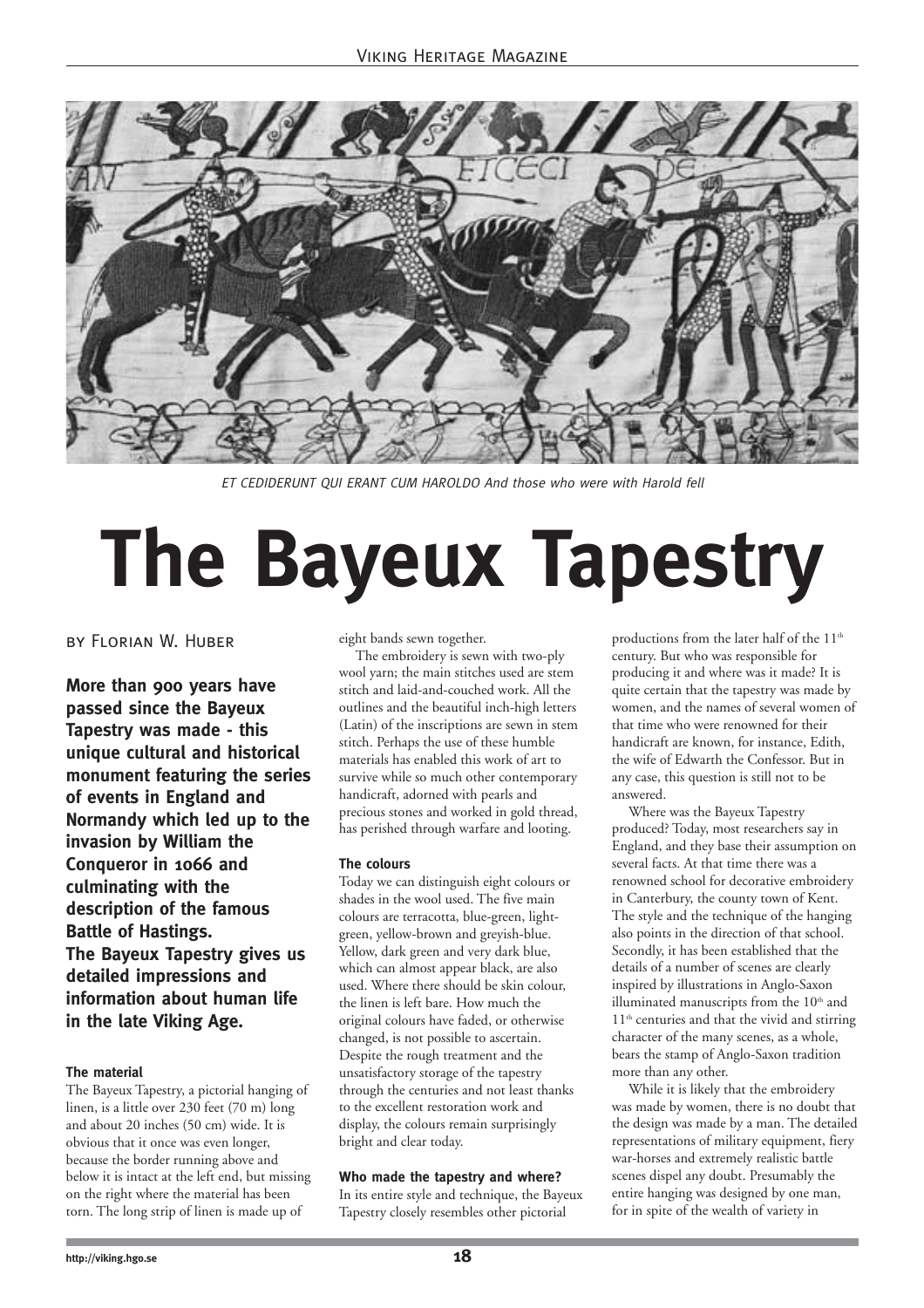*ET CEDIDERUNT QUI ERANT CUM HAROLDO And those who were with Harold fell*

# The Bayeux Tapestry

BY FLORIAN W. HUBER

**More than 900 years have passed since the Bayeux Tapestry was made - this unique cultural and historical monument featuring the series of events in England and Normandy which led up to the invasion by William the Conqueror in 1066 and culminating with the description of the famous Battle of Hastings. The Bayeux Tapestry gives us detailed impressions and information about human life in the late Viking Age.**

#### The material

The Bayeux Tapestry, a pictorial hanging of linen, is a little over 230 feet (70 m) long and about 20 inches (50 cm) wide. It is obvious that it once was even longer, because the border running above and below it is intact at the left end, but missing on the right where the material has been torn. The long strip of linen is made up of eight bands sewn together.

The embroidery is sewn with two-ply wool yarn; the main stitches used are stem stitch and laid-and-couched work. All the outlines and the beautiful inch-high letters (Latin) of the inscriptions are sewn in stem stitch. Perhaps the use of these humble materials has enabled this work of art to survive while so much other contemporary handicraft, adorned with pearls and precious stones and worked in gold thread, has perished through warfare and looting.

#### The colours

Today we can distinguish eight colours or shades in the wool used. The five main colours are terracotta, blue-green, light-green, yellow-brown and greyish-blue. Yellow, dark green and very dark blue, which can almost appear black, are also used. Where there should be skin colour, the linen is left bare. How much the original colours have faded, or otherwise changed, is not possible to ascertain. Despite the rough treatment and the unsatisfactory storage of the tapestry through the centuries and not least thanks to the excellent restoration work and display, the colours remain surprisingly bright and clear today.

#### Who made the tapestry and where?

In its entire style and technique, the Bayeux Tapestry closely resembles other pictorial productions from the later half of the 11th century. But who was responsible for producing it and where was it made? It is quite certain that the tapestry was made by women, and the names of several women of that time who were renowned for their handicraft are known, for instance, Edith, the wife of Edwarth the Confessor. But in any case, this question is still not to be answered.

Where was the Bayeux Tapestry produced? Today, most researchers say in England, and they base their assumption on several facts. At that time there was a renowned school for decorative embroidery in Canterbury, the county town of Kent. The style and the technique of the hanging also points in the direction of that school. Secondly, it has been established that the details of a number of scenes are clearly inspired by illustrations in Anglo-Saxon illuminated manuscripts from the 10th and 11th centuries and that the vivid and stirring character of the many scenes, as a whole, bears the stamp of Anglo-Saxon tradition more than any other.

While it is likely that the embroidery was made by women, there is no doubt that the design was made by a man. The detailed representations of military equipment, fiery war-horses and extremely realistic battle scenes dispel any doubt. Presumably the entire hanging was designed by one man, for in spite of the wealth of variety in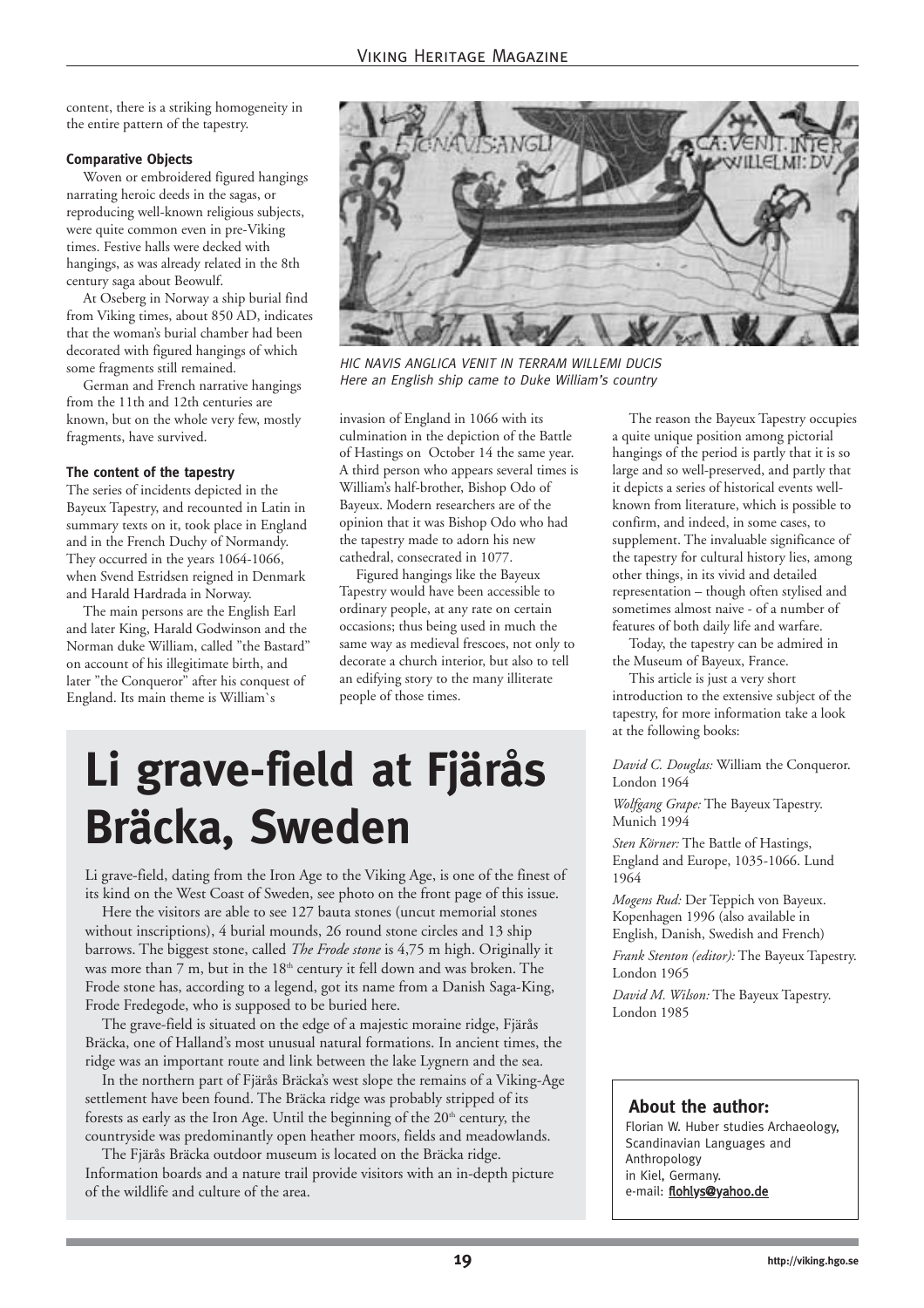content, there is a striking homogeneity in the entire pattern of the tapestry.

#### Comparative Objects

Woven or embroidered figured hangings narrating heroic deeds in the sagas, or reproducing well-known religious subjects, were quite common even in pre-Viking times. Festive halls were decked with hangings, as was already related in the 8th century saga about Beowulf.

At Oseberg in Norway a ship burial find from Viking times, about 850 AD, indicates that the woman's burial chamber had been decorated with figured hangings of which some fragments still remained.

German and French narrative hangings from the 11th and 12th centuries are known, but on the whole very few, mostly fragments, have survived.

#### The content of the tapestry

The series of incidents depicted in the Bayeux Tapestry, and recounted in Latin in summary texts on it, took place in England and in the French Duchy of Normandy. They occurred in the years 1064-1066, when Svend Estridsen reigned in Denmark and Harald Hardrada in Norway.

The main persons are the English Earl and later King, Harald Godwinson and the Norman duke William, called "the Bastard" on account of his illegitimate birth, and later "the Conqueror" after his conquest of England. Its main theme is William`s invasion of England in 1066 with its culmination in the depiction of the Battle of Hastings on October 14 the same year. A third person who appears several times is William's half-brother, Bishop Odo of Bayeux. Modern researchers are of the opinion that it was Bishop Odo who had the tapestry made to adorn his new cathedral, consecrated in 1077.

*HIC NAVIS ANGLICA VENIT IN TERRAM WILLEMI DUCIS*
*Here an English ship came to Duke William's country*

Figured hangings like the Bayeux Tapestry would have been accessible to ordinary people, at any rate on certain occasions; thus being used in much the same way as medieval frescoes, not only to decorate a church interior, but also to tell an edifying story to the many illiterate people of those times.

The reason the Bayeux Tapestry occupies a quite unique position among pictorial hangings of the period is partly that it is so large and so well-preserved, and partly that it depicts a series of historical events well-known from literature, which is possible to confirm, and indeed, in some cases, to supplement. The invaluable significance of the tapestry for cultural history lies, among other things, in its vivid and detailed representation – though often stylised and sometimes almost naive - of a number of features of both daily life and warfare.

Today, the tapestry can be admired in the Museum of Bayeux, France.

This article is just a very short introduction to the extensive subject of the tapestry, for more information take a look at the following books:

*David C. Douglas:* William the Conqueror. London 1964

*Wolfgang Grape:* The Bayeux Tapestry. Munich 1994

*Sten Körner:* The Battle of Hastings, England and Europe, 1035-1066. Lund 1964

*Mogens Rud:* Der Teppich von Bayeux. Kopenhagen 1996 (also available in English, Danish, Swedish and French)

*Frank Stenton (editor):* The Bayeux Tapestry. London 1965

*David M. Wilson:* The Bayeux Tapestry. London 1985

#### About the author:

Florian W. Huber studies Archaeology, Scandinavian Languages and Anthropology in Kiel, Germany.
e-mail: **flohlys@yahoo.de**

# Li grave-field at Fjärås Bräcka, Sweden

Li grave-field, dating from the Iron Age to the Viking Age, is one of the finest of its kind on the West Coast of Sweden, see photo on the front page of this issue.

Here the visitors are able to see 127 bauta stones (uncut memorial stones without inscriptions), 4 burial mounds, 26 round stone circles and 13 ship barrows. The biggest stone, called *The Frode stone* is 4,75 m high. Originally it was more than 7 m, but in the 18th century it fell down and was broken. The Frode stone has, according to a legend, got its name from a Danish Saga-King, Frode Fredegode, who is supposed to be buried here.

The grave-field is situated on the edge of a majestic moraine ridge, Fjärås Bräcka, one of Halland's most unusual natural formations. In ancient times, the ridge was an important route and link between the lake Lygnern and the sea.

In the northern part of Fjärås Bräcka's west slope the remains of a Viking-Age settlement have been found. The Bräcka ridge was probably stripped of its forests as early as the Iron Age. Until the beginning of the 20th century, the countryside was predominantly open heather moors, fields and meadowlands.

The Fjärås Bräcka outdoor museum is located on the Bräcka ridge. Information boards and a nature trail provide visitors with an in-depth picture of the wildlife and culture of the area.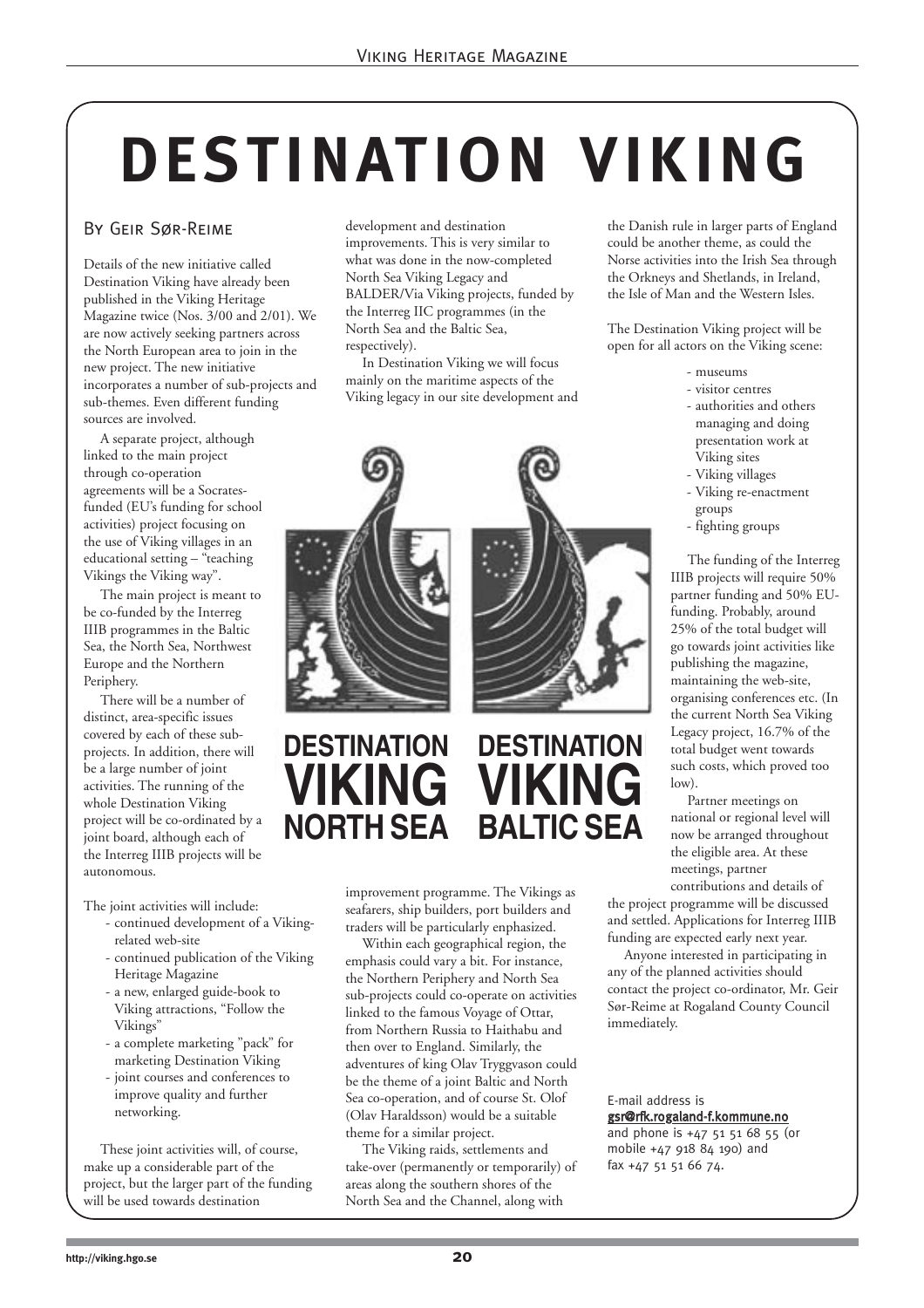# DESTINATION VIKING

By Geir Sør-Reime

Details of the new initiative called Destination Viking have already been published in the Viking Heritage Magazine twice (Nos. 3/00 and 2/01). We are now actively seeking partners across the North European area to join in the new project. The new initiative incorporates a number of sub-projects and sub-themes. Even different funding sources are involved.

A separate project, although linked to the main project through co-operation agreements will be a Socrates-funded (EU's funding for school activities) project focusing on the use of Viking villages in an educational setting – "teaching Vikings the Viking way".

The main project is meant to be co-funded by the Interreg IIIB programmes in the Baltic Sea, the North Sea, Northwest Europe and the Northern Periphery.

There will be a number of distinct, area-specific issues covered by each of these sub-projects. In addition, there will be a large number of joint activities. The running of the whole Destination Viking project will be co-ordinated by a joint board, although each of the Interreg IIIB projects will be autonomous.

The joint activities will include:

- continued development of a Viking-related web-site
- continued publication of the Viking Heritage Magazine
- a new, enlarged guide-book to Viking attractions, "Follow the Vikings"
- a complete marketing "pack" for marketing Destination Viking
- joint courses and conferences to improve quality and further networking.

These joint activities will, of course, make up a considerable part of the project, but the larger part of the funding will be used towards destination development and destination improvements. This is very similar to what was done in the now-completed North Sea Viking Legacy and BALDER/Via Viking projects, funded by the Interreg IIC programmes (in the North Sea and the Baltic Sea, respectively).

In Destination Viking we will focus mainly on the maritime aspects of the Viking legacy in our site development and improvement programme. The Vikings as seafarers, ship builders, port builders and traders will be particularly enphasized.

DESTINATION VIKING NORTH SEA

DESTINATION VIKING BALTIC SEA

Within each geographical region, the emphasis could vary a bit. For instance, the Northern Periphery and North Sea sub-projects could co-operate on activities linked to the famous Voyage of Ottar, from Northern Russia to Haithabu and then over to England. Similarly, the adventures of king Olav Tryggvason could be the theme of a joint Baltic and North Sea co-operation, and of course St. Olof (Olav Haraldsson) would be a suitable theme for a similar project.

The Viking raids, settlements and take-over (permanently or temporarily) of areas along the southern shores of the North Sea and the Channel, along with the Danish rule in larger parts of England could be another theme, as could the Norse activities into the Irish Sea through the Orkneys and Shetlands, in Ireland, the Isle of Man and the Western Isles.

The Destination Viking project will be open for all actors on the Viking scene:

- museums
- visitor centres
- authorities and others managing and doing presentation work at Viking sites
- Viking villages
- Viking re-enactment groups
- fighting groups

The funding of the Interreg IIIB projects will require 50% partner funding and 50% EU-funding. Probably, around 25% of the total budget will go towards joint activities like publishing the magazine, maintaining the web-site, organising conferences etc. (In the current North Sea Viking Legacy project, 16.7% of the total budget went towards such costs, which proved too low).

Partner meetings on national or regional level will now be arranged throughout the eligible area. At these meetings, partner contributions and details of the project programme will be discussed and settled. Applications for Interreg IIIB funding are expected early next year.

Anyone interested in participating in any of the planned activities should contact the project co-ordinator, Mr. Geir Sør-Reime at Rogaland County Council immediately.

E-mail address is gsr@rfk.rogaland-f.kommune.no and phone is +47 51 51 68 55 (or mobile +47 918 84 190) and fax +47 51 51 66 74.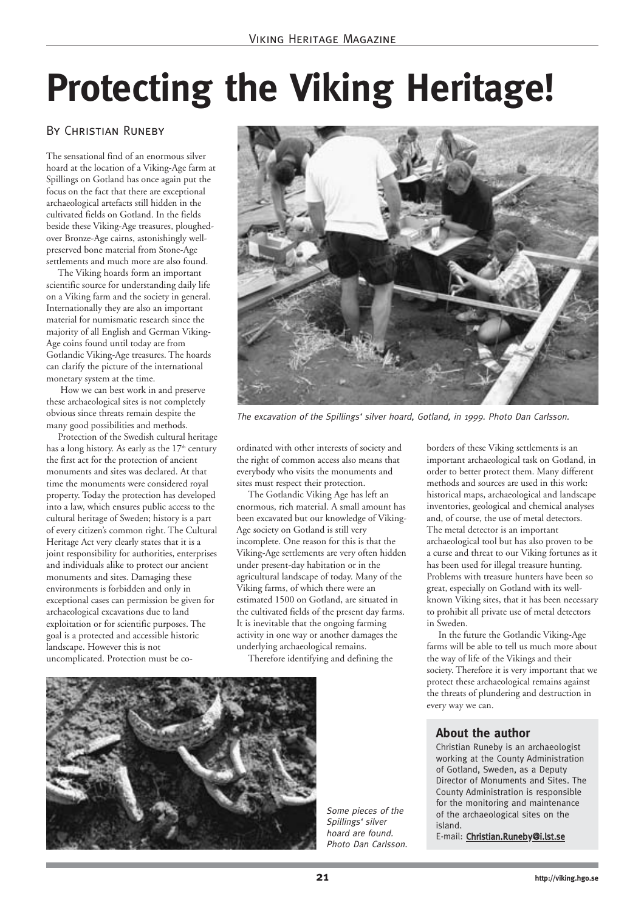# Protecting the Viking Heritage!

By Christian Runeby

The sensational find of an enormous silver hoard at the location of a Viking-Age farm at Spillings on Gotland has once again put the focus on the fact that there are exceptional archaeological artefacts still hidden in the cultivated fields on Gotland. In the fields beside these Viking-Age treasures, ploughed-over Bronze-Age cairns, astonishingly well-preserved bone material from Stone-Age settlements and much more are also found.

The Viking hoards form an important scientific source for understanding daily life on a Viking farm and the society in general. Internationally they are also an important material for numismatic research since the majority of all English and German Viking-Age coins found until today are from Gotlandic Viking-Age treasures. The hoards can clarify the picture of the international monetary system at the time.

How we can best work in and preserve these archaeological sites is not completely obvious since threats remain despite the many good possibilities and methods.

Protection of the Swedish cultural heritage has a long history. As early as the 17th century the first act for the protection of ancient monuments and sites was declared. At that time the monuments were considered royal property. Today the protection has developed into a law, which ensures public access to the cultural heritage of Sweden; history is a part of every citizen's common right. The Cultural Heritage Act very clearly states that it is a joint responsibility for authorities, enterprises and individuals alike to protect our ancient monuments and sites. Damaging these environments is forbidden and only in exceptional cases can permission be given for archaeological excavations due to land exploitation or for scientific purposes. The goal is a protected and accessible historic landscape. However this is not uncomplicated. Protection must be co-ordinated with other interests of society and the right of common access also means that everybody who visits the monuments and sites must respect their protection.

*The excavation of the Spillings' silver hoard, Gotland, in 1999. Photo Dan Carlsson.*

The Gotlandic Viking Age has left an enormous, rich material. A small amount has been excavated but our knowledge of Viking-Age society on Gotland is still very incomplete. One reason for this is that the Viking-Age settlements are very often hidden under present-day habitation or in the agricultural landscape of today. Many of the Viking farms, of which there were an estimated 1500 on Gotland, are situated in the cultivated fields of the present day farms. It is inevitable that the ongoing farming activity in one way or another damages the underlying archaeological remains.

Therefore identifying and defining the borders of these Viking settlements is an important archaeological task on Gotland, in order to better protect them. Many different methods and sources are used in this work: historical maps, archaeological and landscape inventories, geological and chemical analyses and, of course, the use of metal detectors. The metal detector is an important archaeological tool but has also proven to be a curse and threat to our Viking fortunes as it has been used for illegal treasure hunting. Problems with treasure hunters have been so great, especially on Gotland with its well-known Viking sites, that it has been necessary to prohibit all private use of metal detectors in Sweden.

In the future the Gotlandic Viking-Age farms will be able to tell us much more about the way of life of the Vikings and their society. Therefore it is very important that we protect these archaeological remains against the threats of plundering and destruction in every way we can.

*Some pieces of the Spillings' silver hoard are found. Photo Dan Carlsson.*

### About the author

Christian Runeby is an archaeologist working at the County Administration of Gotland, Sweden, as a Deputy Director of Monuments and Sites. The County Administration is responsible for the monitoring and maintenance of the archaeological sites on the island.
E-mail: Christian.Runeby@i.lst.se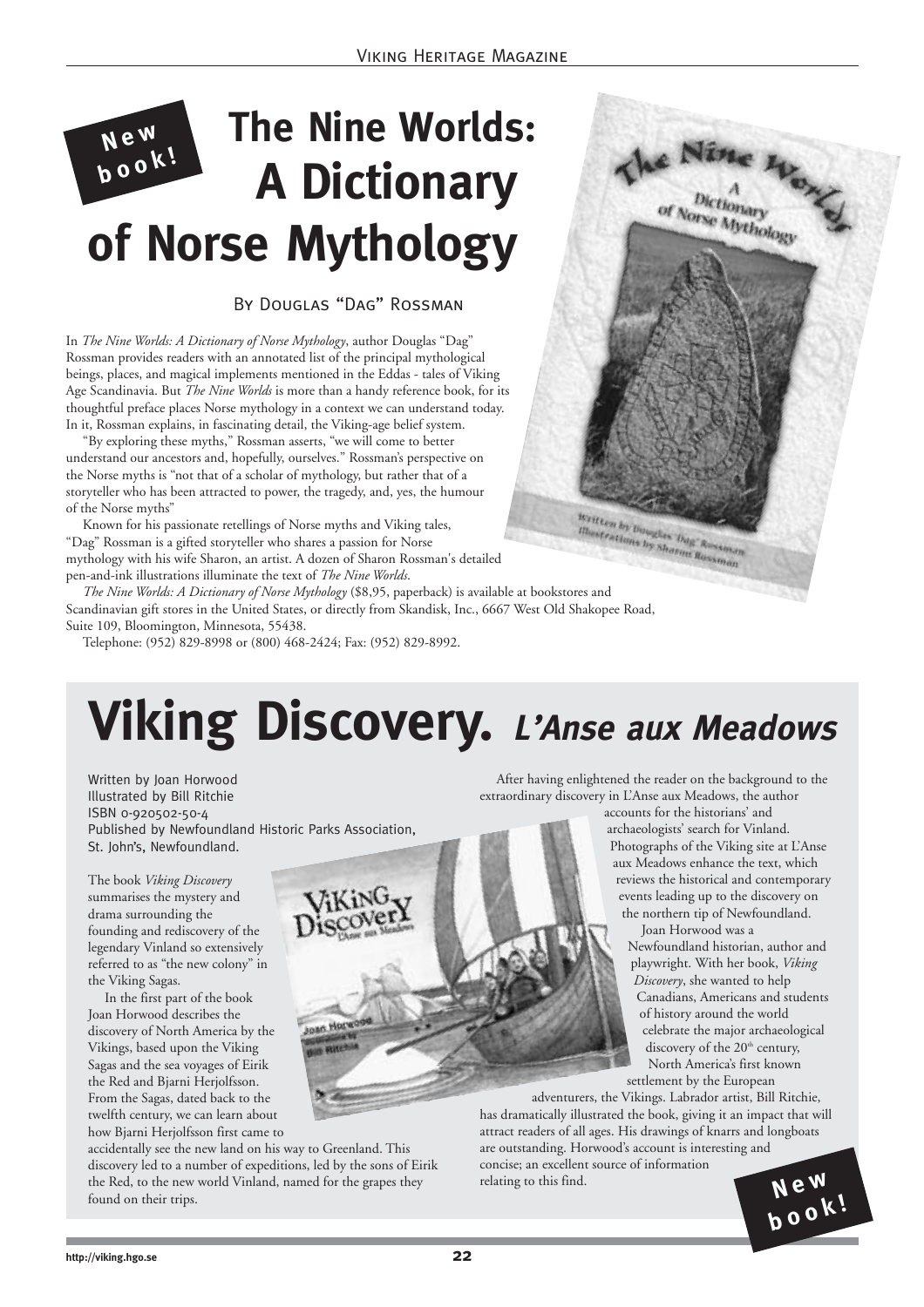**New book!**

# The Nine Worlds: A Dictionary of Norse Mythology

By Douglas "Dag" Rossman

In *The Nine Worlds: A Dictionary of Norse Mythology*, author Douglas "Dag" Rossman provides readers with an annotated list of the principal mythological beings, places, and magical implements mentioned in the Eddas - tales of Viking Age Scandinavia. But *The Nine Worlds* is more than a handy reference book, for its thoughtful preface places Norse mythology in a context we can understand today. In it, Rossman explains, in fascinating detail, the Viking-age belief system.

"By exploring these myths," Rossman asserts, "we will come to better understand our ancestors and, hopefully, ourselves." Rossman's perspective on the Norse myths is "not that of a scholar of mythology, but rather that of a storyteller who has been attracted to power, the tragedy, and, yes, the humour of the Norse myths"

Known for his passionate retellings of Norse myths and Viking tales, "Dag" Rossman is a gifted storyteller who shares a passion for Norse mythology with his wife Sharon, an artist. A dozen of Sharon Rossman's detailed pen-and-ink illustrations illuminate the text of *The Nine Worlds*.

*The Nine Worlds: A Dictionary of Norse Mythology* ($8,95, paperback) is available at bookstores and Scandinavian gift stores in the United States, or directly from Skandisk, Inc., 6667 West Old Shakopee Road, Suite 109, Bloomington, Minnesota, 55438.

Telephone: (952) 829-8998 or (800) 468-2424; Fax: (952) 829-8992.

# Viking Discovery. *L'Anse aux Meadows*

Written by Joan Horwood
Illustrated by Bill Ritchie
ISBN 0-920502-50-4
Published by Newfoundland Historic Parks Association, St. John's, Newfoundland.

The book *Viking Discovery* summarises the mystery and drama surrounding the founding and rediscovery of the legendary Vinland so extensively referred to as "the new colony" in the Viking Sagas.

In the first part of the book Joan Horwood describes the discovery of North America by the Vikings, based upon the Viking Sagas and the sea voyages of Eirik the Red and Bjarni Herjolfsson. From the Sagas, dated back to the twelfth century, we can learn about how Bjarni Herjolfsson first came to accidentally see the new land on his way to Greenland. This discovery led to a number of expeditions, led by the sons of Eirik the Red, to the new world Vinland, named for the grapes they found on their trips.

After having enlightened the reader on the background to the extraordinary discovery in L'Anse aux Meadows, the author accounts for the historians' and archaeologists' search for Vinland. Photographs of the Viking site at L'Anse aux Meadows enhance the text, which reviews the historical and contemporary events leading up to the discovery on the northern tip of Newfoundland.

Joan Horwood was a Newfoundland historian, author and playwright. With her book, *Viking Discovery*, she wanted to help Canadians, Americans and students of history around the world celebrate the major archaeological discovery of the 20th century, North America's first known settlement by the European adventurers, the Vikings. Labrador artist, Bill Ritchie, has dramatically illustrated the book, giving it an impact that will attract readers of all ages. His drawings of knarrs and longboats are outstanding. Horwood's account is interesting and concise; an excellent source of information relating to this find.

**New book!**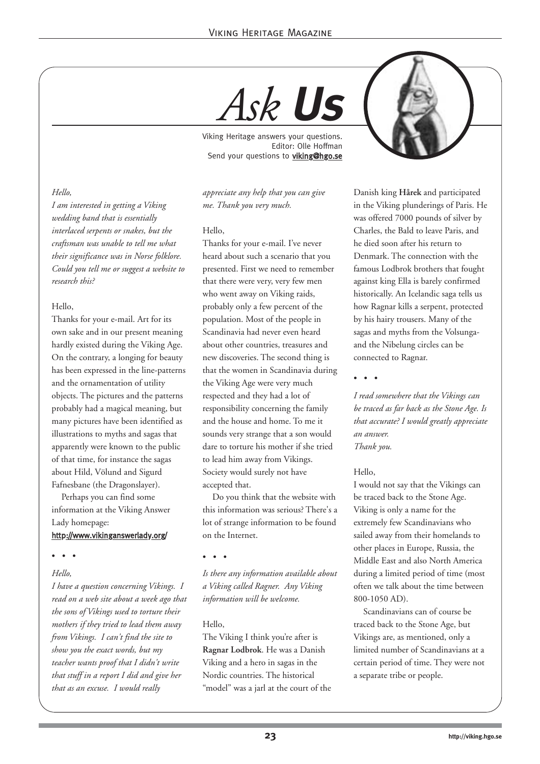# *Ask* **Us**

Viking Heritage answers your questions.
Editor: Olle Hoffman
Send your questions to **viking@hgo.se**

*Hello,*

*I am interested in getting a Viking wedding band that is essentially interlaced serpents or snakes, but the craftsman was unable to tell me what their significance was in Norse folklore. Could you tell me or suggest a website to research this?*

Hello,

Thanks for your e-mail. Art for its own sake and in our present meaning hardly existed during the Viking Age. On the contrary, a longing for beauty has been expressed in the line-patterns and the ornamentation of utility objects. The pictures and the patterns probably had a magical meaning, but many pictures have been identified as illustrations to myths and sagas that apparently were known to the public of that time, for instance the sagas about Hild, Völund and Sigurd Fafnesbane (the Dragonslayer).

Perhaps you can find some information at the Viking Answer Lady homepage:
http://www.vikinganswerlady.org/

• • •

*Hello,*

*I have a question concerning Vikings. I read on a web site about a week ago that the sons of Vikings used to torture their mothers if they tried to lead them away from Vikings. I can't find the site to show you the exact words, but my teacher wants proof that I didn't write that stuff in a report I did and give her that as an excuse. I would really appreciate any help that you can give me. Thank you very much.*

Hello,

Thanks for your e-mail. I've never heard about such a scenario that you presented. First we need to remember that there were very, very few men who went away on Viking raids, probably only a few percent of the population. Most of the people in Scandinavia had never even heard about other countries, treasures and new discoveries. The second thing is that the women in Scandinavia during the Viking Age were very much respected and they had a lot of responsibility concerning the family and the house and home. To me it sounds very strange that a son would dare to torture his mother if she tried to lead him away from Vikings. Society would surely not have accepted that.

Do you think that the website with this information was serious? There's a lot of strange information to be found on the Internet.

• • •

*Is there any information available about a Viking called Ragner. Any Viking information will be welcome.*

Hello,

The Viking I think you're after is **Ragnar Lodbrok**. He was a Danish Viking and a hero in sagas in the Nordic countries. The historical "model" was a jarl at the court of the Danish king **Hårek** and participated in the Viking plunderings of Paris. He was offered 7000 pounds of silver by Charles, the Bald to leave Paris, and he died soon after his return to Denmark. The connection with the famous Lodbrok brothers that fought against king Ella is barely confirmed historically. An Icelandic saga tells us how Ragnar kills a serpent, protected by his hairy trousers. Many of the sagas and myths from the Volsunga- and the Nibelung circles can be connected to Ragnar.

• • •

*I read somewhere that the Vikings can be traced as far back as the Stone Age. Is that accurate? I would greatly appreciate an answer.*
*Thank you.*

Hello,

I would not say that the Vikings can be traced back to the Stone Age. Viking is only a name for the extremely few Scandinavians who sailed away from their homelands to other places in Europe, Russia, the Middle East and also North America during a limited period of time (most often we talk about the time between 800-1050 AD).

Scandinavians can of course be traced back to the Stone Age, but Vikings are, as mentioned, only a limited number of Scandinavians at a certain period of time. They were not a separate tribe or people.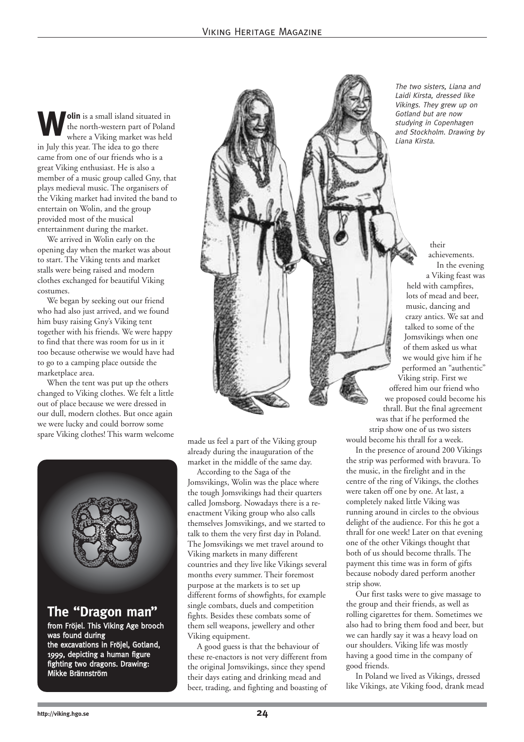**Wolin** is a small island situated in the north-western part of Poland where a Viking market was held in July this year. The idea to go there came from one of our friends who is a great Viking enthusiast. He is also a member of a music group called Gny, that plays medieval music. The organisers of the Viking market had invited the band to entertain on Wolin, and the group provided most of the musical entertainment during the market.

We arrived in Wolin early on the opening day when the market was about to start. The Viking tents and market stalls were being raised and modern clothes exchanged for beautiful Viking costumes.

We began by seeking out our friend who had also just arrived, and we found him busy raising Gny's Viking tent together with his friends. We were happy to find that there was room for us in it too because otherwise we would have had to go to a camping place outside the marketplace area.

When the tent was put up the others changed to Viking clothes. We felt a little out of place because we were dressed in our dull, modern clothes. But once again we were lucky and could borrow some spare Viking clothes! This warm welcome made us feel a part of the Viking group already during the inauguration of the market in the middle of the same day.

According to the Saga of the Jomsvikings, Wolin was the place where the tough Jomsvikings had their quarters called Jomsborg. Nowadays there is a re-enactment Viking group who also calls themselves Jomsvikings, and we started to talk to them the very first day in Poland. The Jomsvikings we met travel around to Viking markets in many different countries and they live like Vikings several months every summer. Their foremost purpose at the markets is to set up different forms of showfights, for example single combats, duels and competition fights. Besides these combats some of them sell weapons, jewellery and other Viking equipment.

A good guess is that the behaviour of these re-enactors is not very different from the original Jomsvikings, since they spend their days eating and drinking mead and beer, trading, and fighting and boasting of their achievements.

*The two sisters, Liana and Laidi Kirsta, dressed like Vikings. They grew up on Gotland but are now studying in Copenhagen and Stockholm. Drawing by Liana Kirsta.*

In the evening a Viking feast was held with campfires, lots of mead and beer, music, dancing and crazy antics. We sat and talked to some of the Jomsvikings when one of them asked us what we would give him if he performed an "authentic" Viking strip. First we offered him our friend who we proposed could become his thrall. But the final agreement was that if he performed the strip show one of us two sisters would become his thrall for a week.

In the presence of around 200 Vikings the strip was performed with bravura. To the music, in the firelight and in the centre of the ring of Vikings, the clothes were taken off one by one. At last, a completely naked little Viking was running around in circles to the obvious delight of the audience. For this he got a thrall for one week! Later on that evening one of the other Vikings thought that both of us should become thralls. The payment this time was in form of gifts because nobody dared perform another strip show.

Our first tasks were to give massage to the group and their friends, as well as rolling cigarettes for them. Sometimes we also had to bring them food and beer, but we can hardly say it was a heavy load on our shoulders. Viking life was mostly having a good time in the company of good friends.

In Poland we lived as Vikings, dressed like Vikings, ate Viking food, drank mead

## The "Dragon man"

**from Fröjel. This Viking Age brooch was found during the excavations in Fröjel, Gotland, 1999, depicting a human figure fighting two dragons. Drawing: Mikke Brännström**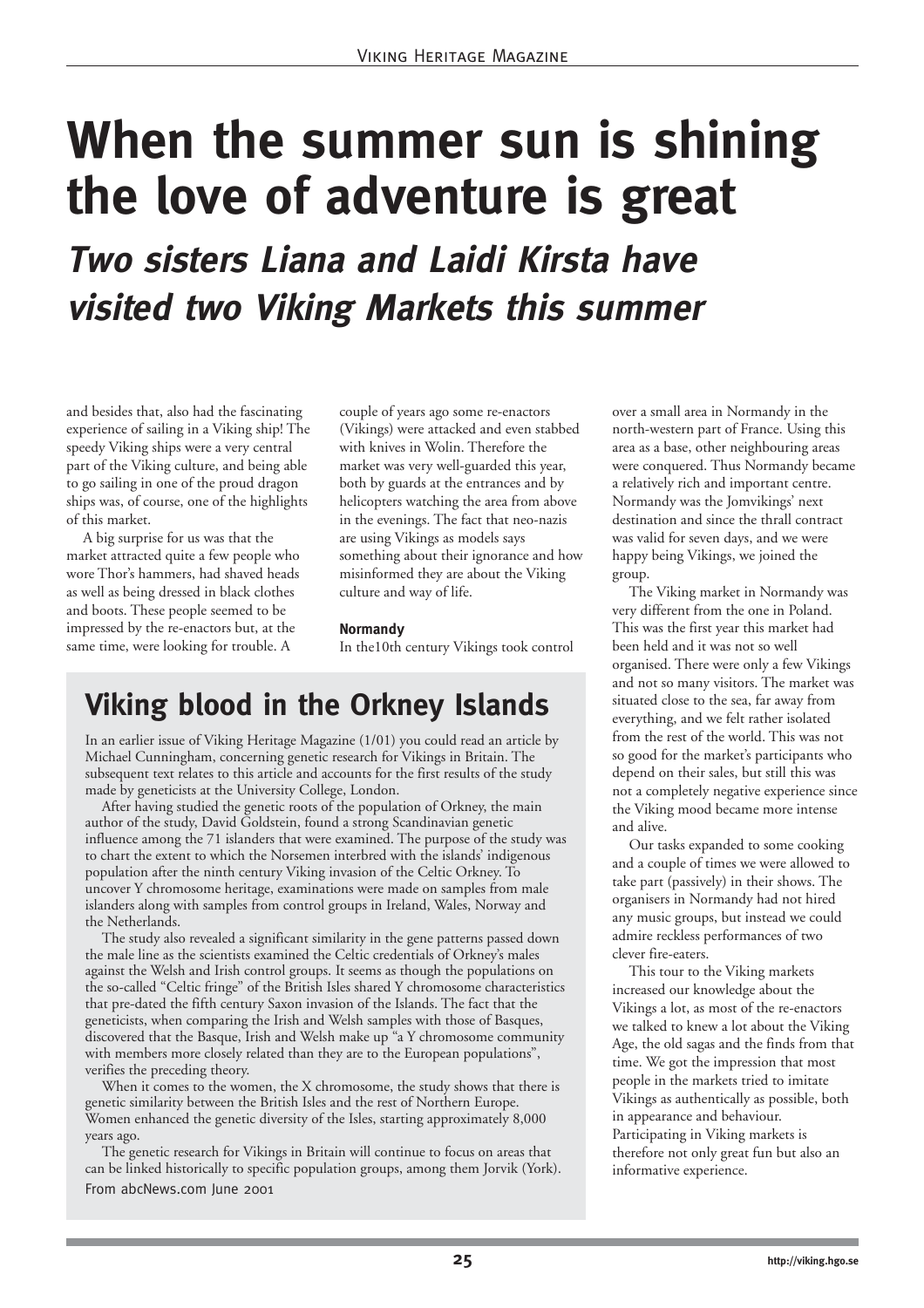# When the summer sun is shining the love of adventure is great

## *Two sisters Liana and Laidi Kirsta have visited two Viking Markets this summer*

and besides that, also had the fascinating experience of sailing in a Viking ship! The speedy Viking ships were a very central part of the Viking culture, and being able to go sailing in one of the proud dragon ships was, of course, one of the highlights of this market.

A big surprise for us was that the market attracted quite a few people who wore Thor's hammers, had shaved heads as well as being dressed in black clothes and boots. These people seemed to be impressed by the re-enactors but, at the same time, were looking for trouble. A couple of years ago some re-enactors (Vikings) were attacked and even stabbed with knives in Wolin. Therefore the market was very well-guarded this year, both by guards at the entrances and by helicopters watching the area from above in the evenings. The fact that neo-nazis are using Vikings as models says something about their ignorance and how misinformed they are about the Viking culture and way of life.

**Normandy**

In the10th century Vikings took control over a small area in Normandy in the north-western part of France. Using this area as a base, other neighbouring areas were conquered. Thus Normandy became a relatively rich and important centre. Normandy was the Jomvikings' next destination and since the thrall contract was valid for seven days, and we were happy being Vikings, we joined the group.

The Viking market in Normandy was very different from the one in Poland. This was the first year this market had been held and it was not so well organised. There were only a few Vikings and not so many visitors. The market was situated close to the sea, far away from everything, and we felt rather isolated from the rest of the world. This was not so good for the market's participants who depend on their sales, but still this was not a completely negative experience since the Viking mood became more intense and alive.

Our tasks expanded to some cooking and a couple of times we were allowed to take part (passively) in their shows. The organisers in Normandy had not hired any music groups, but instead we could admire reckless performances of two clever fire-eaters.

This tour to the Viking markets increased our knowledge about the Vikings a lot, as most of the re-enactors we talked to knew a lot about the Viking Age, the old sagas and the finds from that time. We got the impression that most people in the markets tried to imitate Vikings as authentically as possible, both in appearance and behaviour. Participating in Viking markets is therefore not only great fun but also an informative experience.

## Viking blood in the Orkney Islands

In an earlier issue of Viking Heritage Magazine (1/01) you could read an article by Michael Cunningham, concerning genetic research for Vikings in Britain. The subsequent text relates to this article and accounts for the first results of the study made by geneticists at the University College, London.

After having studied the genetic roots of the population of Orkney, the main author of the study, David Goldstein, found a strong Scandinavian genetic influence among the 71 islanders that were examined. The purpose of the study was to chart the extent to which the Norsemen interbred with the islands' indigenous population after the ninth century Viking invasion of the Celtic Orkney. To uncover Y chromosome heritage, examinations were made on samples from male islanders along with samples from control groups in Ireland, Wales, Norway and the Netherlands.

The study also revealed a significant similarity in the gene patterns passed down the male line as the scientists examined the Celtic credentials of Orkney's males against the Welsh and Irish control groups. It seems as though the populations on the so-called "Celtic fringe" of the British Isles shared Y chromosome characteristics that pre-dated the fifth century Saxon invasion of the Islands. The fact that the geneticists, when comparing the Irish and Welsh samples with those of Basques, discovered that the Basque, Irish and Welsh make up "a Y chromosome community with members more closely related than they are to the European populations", verifies the preceding theory.

When it comes to the women, the X chromosome, the study shows that there is genetic similarity between the British Isles and the rest of Northern Europe. Women enhanced the genetic diversity of the Isles, starting approximately 8,000 years ago.

The genetic research for Vikings in Britain will continue to focus on areas that can be linked historically to specific population groups, among them Jorvik (York).

From abcNews.com June 2001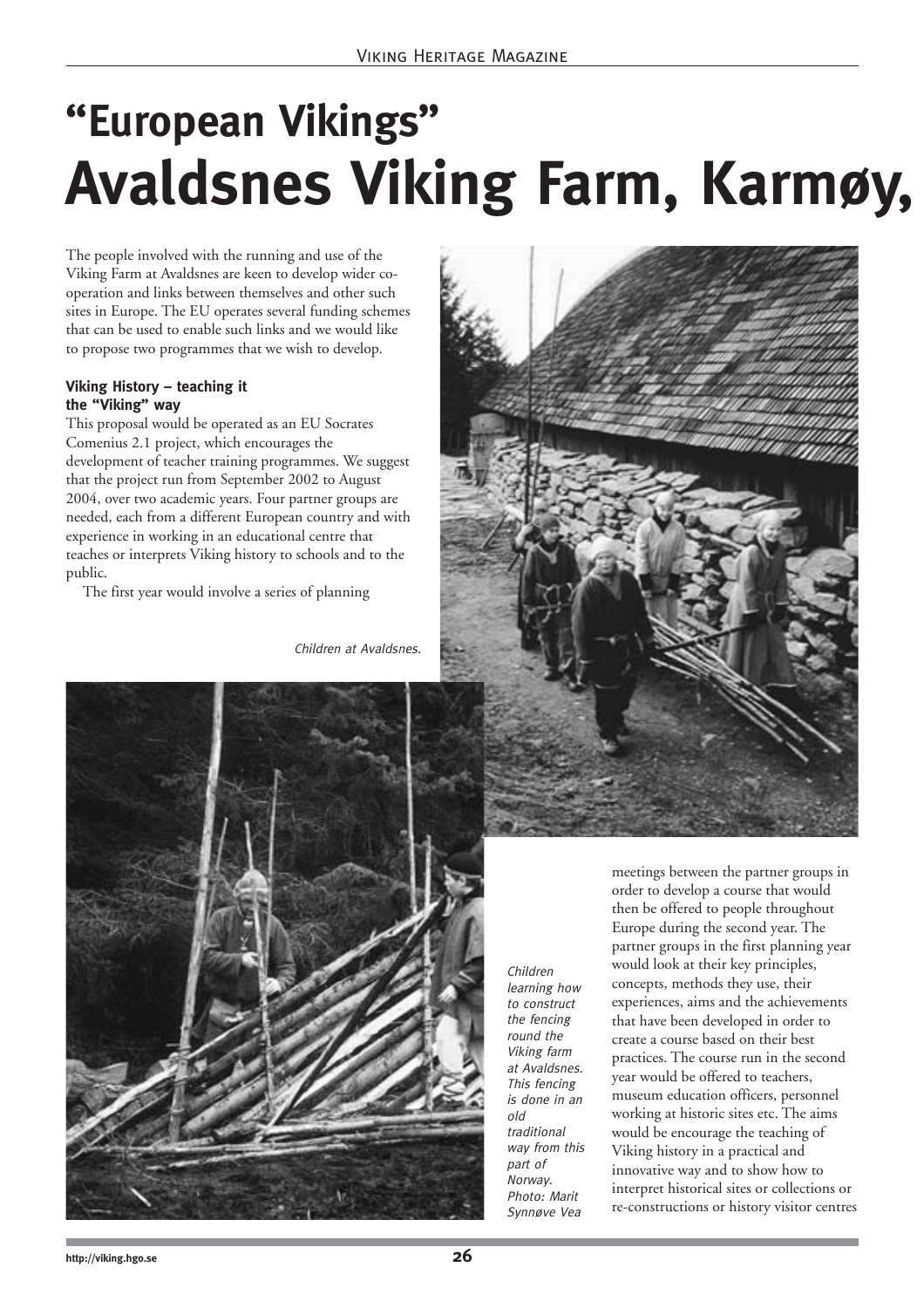# "European Vikings"
# Avaldsnes Viking Farm, Karmøy,

The people involved with the running and use of the Viking Farm at Avaldsnes are keen to develop wider co-operation and links between themselves and other such sites in Europe. The EU operates several funding schemes that can be used to enable such links and we would like to propose two programmes that we wish to develop.

### Viking History – teaching it the "Viking" way

This proposal would be operated as an EU Socrates Comenius 2.1 project, which encourages the development of teacher training programmes. We suggest that the project run from September 2002 to August 2004, over two academic years. Four partner groups are needed, each from a different European country and with experience in working in an educational centre that teaches or interprets Viking history to schools and to the public.

The first year would involve a series of planning meetings between the partner groups in order to develop a course that would then be offered to people throughout Europe during the second year. The partner groups in the first planning year would look at their key principles, concepts, methods they use, their experiences, aims and the achievements that have been developed in order to create a course based on their best practices. The course run in the second year would be offered to teachers, museum education officers, personnel working at historic sites etc. The aims would be encourage the teaching of Viking history in a practical and innovative way and to show how to interpret historical sites or collections or re-constructions or history visitor centres

*Children at Avaldsnes.*

*Children learning how to construct the fencing round the Viking farm at Avaldsnes. This fencing is done in an old traditional way from this part of Norway. Photo: Marit Synnøve Vea*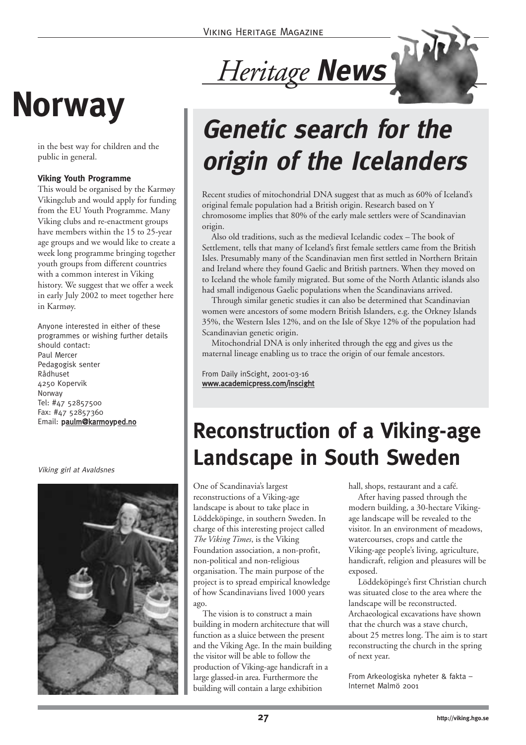# Norway

in the best way for children and the public in general.

**Viking Youth Programme**

This would be organised by the Karmøy Vikingclub and would apply for funding from the EU Youth Programme. Many Viking clubs and re-enactment groups have members within the 15 to 25-year age groups and we would like to create a week long programme bringing together youth groups from different countries with a common interest in Viking history. We suggest that we offer a week in early July 2002 to meet together here in Karmøy.

Anyone interested in either of these programmes or wishing further details should contact:
Paul Mercer
Pedagogisk senter
Rådhuset
4250 Kopervik
Norway
Tel: #47 52857500
Fax: #47 52857360
Email: paulm@karmoyped.no

*Viking girl at Avaldsnes*

# *Heritage* News

## Genetic search for the origin of the Icelanders

Recent studies of mitochondrial DNA suggest that as much as 60% of Iceland's original female population had a British origin. Research based on Y chromosome implies that 80% of the early male settlers were of Scandinavian origin.

Also old traditions, such as the medieval Icelandic codex – The book of Settlement, tells that many of Iceland's first female settlers came from the British Isles. Presumably many of the Scandinavian men first settled in Northern Britain and Ireland where they found Gaelic and British partners. When they moved on to Iceland the whole family migrated. But some of the North Atlantic islands also had small indigenous Gaelic populations when the Scandinavians arrived.

Through similar genetic studies it can also be determined that Scandinavian women were ancestors of some modern British Islanders, e.g. the Orkney Islands 35%, the Western Isles 12%, and on the Isle of Skye 12% of the population had Scandinavian genetic origin.

Mitochondrial DNA is only inherited through the egg and gives us the maternal lineage enabling us to trace the origin of our female ancestors.

From Daily inScight, 2001-03-16
www.academicpress.com/inscight

## Reconstruction of a Viking-age Landscape in South Sweden

One of Scandinavia's largest reconstructions of a Viking-age landscape is about to take place in Löddeköpinge, in southern Sweden. In charge of this interesting project called *The Viking Times*, is the Viking Foundation association, a non-profit, non-political and non-religious organisation. The main purpose of the project is to spread empirical knowledge of how Scandinavians lived 1000 years ago.

The vision is to construct a main building in modern architecture that will function as a sluice between the present and the Viking Age. In the main building the visitor will be able to follow the production of Viking-age handicraft in a large glassed-in area. Furthermore the building will contain a large exhibition hall, shops, restaurant and a café.

After having passed through the modern building, a 30-hectare Viking-age landscape will be revealed to the visitor. In an environment of meadows, watercourses, crops and cattle the Viking-age people's living, agriculture, handicraft, religion and pleasures will be exposed.

Löddeköpinge's first Christian church was situated close to the area where the landscape will be reconstructed. Archaeological excavations have shown that the church was a stave church, about 25 metres long. The aim is to start reconstructing the church in the spring of next year.

From Arkeologiska nyheter & fakta – Internet Malmö 2001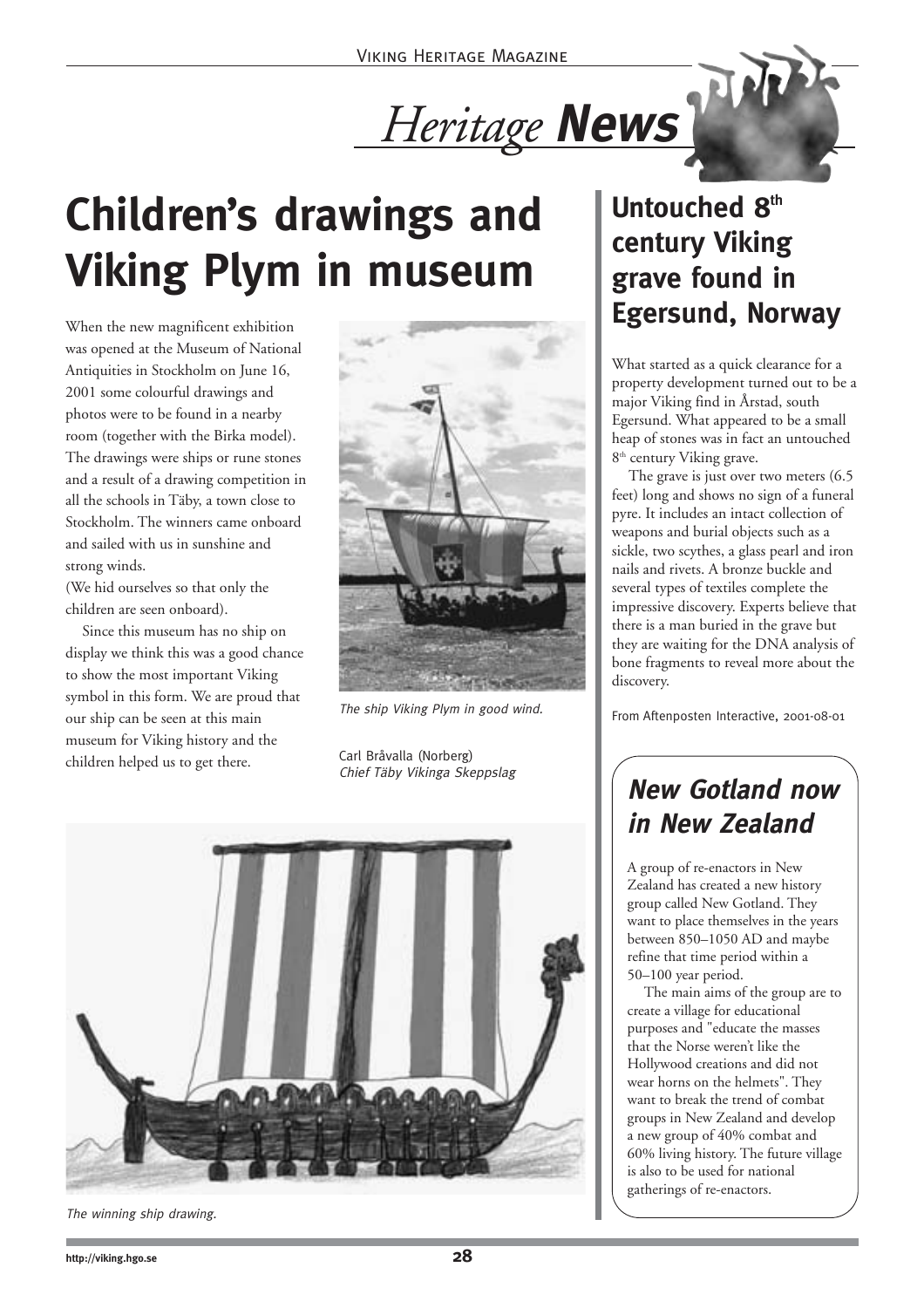# Heritage News

## Children's drawings and Viking Plym in museum

When the new magnificent exhibition was opened at the Museum of National Antiquities in Stockholm on June 16, 2001 some colourful drawings and photos were to be found in a nearby room (together with the Birka model). The drawings were ships or rune stones and a result of a drawing competition in all the schools in Täby, a town close to Stockholm. The winners came onboard and sailed with us in sunshine and strong winds.
(We hid ourselves so that only the children are seen onboard).

Since this museum has no ship on display we think this was a good chance to show the most important Viking symbol in this form. We are proud that our ship can be seen at this main museum for Viking history and the children helped us to get there.

*The ship Viking Plym in good wind.*

Carl Bråvalla (Norberg)
*Chief Täby Vikinga Skeppslag*

*The winning ship drawing.*

## Untouched 8th century Viking grave found in Egersund, Norway

What started as a quick clearance for a property development turned out to be a major Viking find in Årstad, south Egersund. What appeared to be a small heap of stones was in fact an untouched 8th century Viking grave.

The grave is just over two meters (6.5 feet) long and shows no sign of a funeral pyre. It includes an intact collection of weapons and burial objects such as a sickle, two scythes, a glass pearl and iron nails and rivets. A bronze buckle and several types of textiles complete the impressive discovery. Experts believe that there is a man buried in the grave but they are waiting for the DNA analysis of bone fragments to reveal more about the discovery.

From Aftenposten Interactive, 2001-08-01

## New Gotland now in New Zealand

A group of re-enactors in New Zealand has created a new history group called New Gotland. They want to place themselves in the years between 850–1050 AD and maybe refine that time period within a 50–100 year period.

The main aims of the group are to create a village for educational purposes and "educate the masses that the Norse weren't like the Hollywood creations and did not wear horns on the helmets". They want to break the trend of combat groups in New Zealand and develop a new group of 40% combat and 60% living history. The future village is also to be used for national gatherings of re-enactors.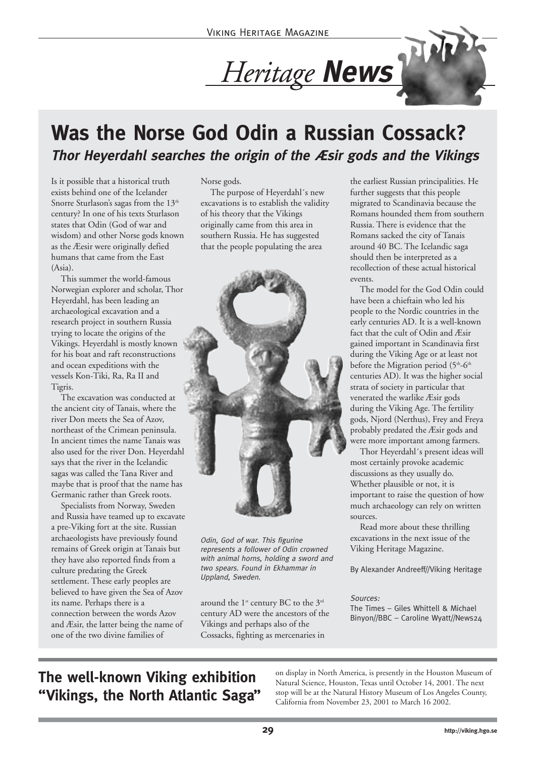# Heritage News

## Was the Norse God Odin a Russian Cossack?

### *Thor Heyerdahl searches the origin of the Æsir gods and the Vikings*

Is it possible that a historical truth exists behind one of the Icelander Snorre Sturlason's sagas from the 13th century? In one of his texts Sturlason states that Odin (God of war and wisdom) and other Norse gods known as the Æesir were originally defied humans that came from the East (Asia).

This summer the world-famous Norwegian explorer and scholar, Thor Heyerdahl, has been leading an archaeological excavation and a research project in southern Russia trying to locate the origins of the Vikings. Heyerdahl is mostly known for his boat and raft reconstructions and ocean expeditions with the vessels Kon-Tiki, Ra, Ra II and Tigris.

The excavation was conducted at the ancient city of Tanais, where the river Don meets the Sea of Azov, northeast of the Crimean peninsula. In ancient times the name Tanais was also used for the river Don. Heyerdahl says that the river in the Icelandic sagas was called the Tana River and maybe that is proof that the name has Germanic rather than Greek roots.

Specialists from Norway, Sweden and Russia have teamed up to excavate a pre-Viking fort at the site. Russian archaeologists have previously found remains of Greek origin at Tanais but they have also reported finds from a culture predating the Greek settlement. These early peoples are believed to have given the Sea of Azov its name. Perhaps there is a connection between the words Azov and Æsir, the latter being the name of one of the two divine families of Norse gods.

The purpose of Heyerdahl´s new excavations is to establish the validity of his theory that the Vikings originally came from this area in southern Russia. He has suggested that the people populating the area around the 1st century BC to the 3rd century AD were the ancestors of the Vikings and perhaps also of the Cossacks, fighting as mercenaries in the earliest Russian principalities. He further suggests that this people migrated to Scandinavia because the Romans hounded them from southern Russia. There is evidence that the Romans sacked the city of Tanais around 40 BC. The Icelandic saga should then be interpreted as a recollection of these actual historical events.

*Odin, God of war. This figurine represents a follower of Odin crowned with animal horns, holding a sword and two spears. Found in Ekhammar in Uppland, Sweden.*

The model for the God Odin could have been a chieftain who led his people to the Nordic countries in the early centuries AD. It is a well-known fact that the cult of Odin and Æsir gained important in Scandinavia first during the Viking Age or at least not before the Migration period (5th-6th centuries AD). It was the higher social strata of society in particular that venerated the warlike Æsir gods during the Viking Age. The fertility gods, Njord (Nerthus), Frey and Freya probably predated the Æsir gods and were more important among farmers.

Thor Heyerdahl´s present ideas will most certainly provoke academic discussions as they usually do. Whether plausible or not, it is important to raise the question of how much archaeology can rely on written sources.

Read more about these thrilling excavations in the next issue of the Viking Heritage Magazine.

By Alexander Andreeff//Viking Heritage

*Sources:*
The Times – Giles Whittell & Michael Binyon//BBC – Caroline Wyatt//News24

## The well-known Viking exhibition "Vikings, the North Atlantic Saga"

on display in North America, is presently in the Houston Museum of Natural Science, Houston, Texas until October 14, 2001. The next stop will be at the Natural History Museum of Los Angeles County, California from November 23, 2001 to March 16 2002.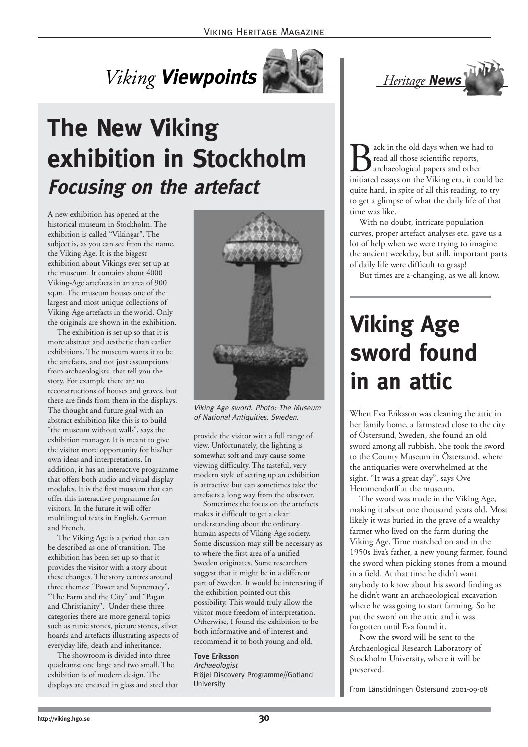## *Viking* **Viewpoints**

# The New Viking exhibition in Stockholm

## *Focusing on the artefact*

A new exhibition has opened at the historical museum in Stockholm. The exhibition is called "Vikingar". The subject is, as you can see from the name, the Viking Age. It is the biggest exhibition about Vikings ever set up at the museum. It contains about 4000 Viking-Age artefacts in an area of 900 sq.m. The museum houses one of the largest and most unique collections of Viking-Age artefacts in the world. Only the originals are shown in the exhibition.

The exhibition is set up so that it is more abstract and aesthetic than earlier exhibitions. The museum wants it to be the artefacts, and not just assumptions from archaeologists, that tell you the story. For example there are no reconstructions of houses and graves, but there are finds from them in the displays. The thought and future goal with an abstract exhibition like this is to build "the museum without walls", says the exhibition manager. It is meant to give the visitor more opportunity for his/her own ideas and interpretations. In addition, it has an interactive programme that offers both audio and visual display modules. It is the first museum that can offer this interactive programme for visitors. In the future it will offer multilingual texts in English, German and French.

The Viking Age is a period that can be described as one of transition. The exhibition has been set up so that it provides the visitor with a story about these changes. The story centres around three themes: "Power and Supremacy", "The Farm and the City" and "Pagan and Christianity". Under these three categories there are more general topics such as runic stones, picture stones, silver hoards and artefacts illustrating aspects of everyday life, death and inheritance.

The showroom is divided into three quadrants; one large and two small. The exhibition is of modern design. The displays are encased in glass and steel that provide the visitor with a full range of view. Unfortunately, the lighting is somewhat soft and may cause some viewing difficulty. The tasteful, very modern style of setting up an exhibition is attractive but can sometimes take the artefacts a long way from the observer.

*Viking Age sword. Photo: The Museum of National Antiquities. Sweden.*

Sometimes the focus on the artefacts makes it difficult to get a clear understanding about the ordinary human aspects of Viking-Age society. Some discussion may still be necessary as to where the first area of a unified Sweden originates. Some researchers suggest that it might be in a different part of Sweden. It would be interesting if the exhibition pointed out this possibility. This would truly allow the visitor more freedom of interpretation. Otherwise, I found the exhibition to be both informative and of interest and recommend it to both young and old.

**Tove Eriksson**
*Archaeologist*
Fröjel Discovery Programme//Gotland University

## *Heritage* **News**

Back in the old days when we had to read all those scientific reports, archaeological papers and other initiated essays on the Viking era, it could be quite hard, in spite of all this reading, to try to get a glimpse of what the daily life of that time was like.

With no doubt, intricate population curves, proper artefact analyses etc. gave us a lot of help when we were trying to imagine the ancient weekday, but still, important parts of daily life were difficult to grasp!

But times are a-changing, as we all know.

# Viking Age sword found in an attic

When Eva Eriksson was cleaning the attic in her family home, a farmstead close to the city of Östersund, Sweden, she found an old sword among all rubbish. She took the sword to the County Museum in Östersund, where the antiquaries were overwhelmed at the sight. "It was a great day", says Ove Hemmendorff at the museum.

The sword was made in the Viking Age, making it about one thousand years old. Most likely it was buried in the grave of a wealthy farmer who lived on the farm during the Viking Age. Time marched on and in the 1950s Eva's father, a new young farmer, found the sword when picking stones from a mound in a field. At that time he didn't want anybody to know about his sword finding as he didn't want an archaeological excavation where he was going to start farming. So he put the sword on the attic and it was forgotten until Eva found it.

Now the sword will be sent to the Archaeological Research Laboratory of Stockholm University, where it will be preserved.

From Länstidningen Östersund 2001-09-08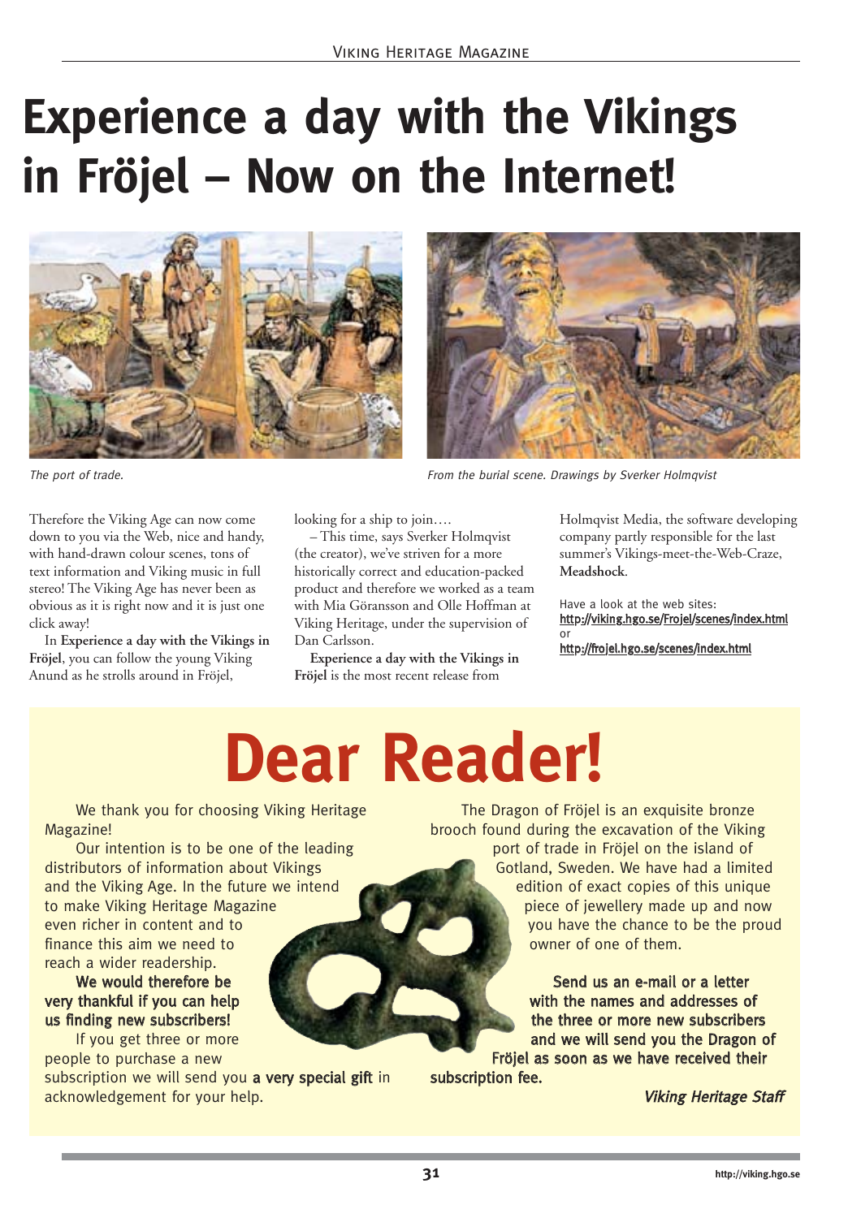# Experience a day with the Vikings in Fröjel – Now on the Internet!

*The port of trade.*

*From the burial scene. Drawings by Sverker Holmqvist*

Therefore the Viking Age can now come down to you via the Web, nice and handy, with hand-drawn colour scenes, tons of text information and Viking music in full stereo! The Viking Age has never been as obvious as it is right now and it is just one click away!

In **Experience a day with the Vikings in Fröjel**, you can follow the young Viking Anund as he strolls around in Fröjel, looking for a ship to join….

– This time, says Sverker Holmqvist (the creator), we've striven for a more historically correct and education-packed product and therefore we worked as a team with Mia Göransson and Olle Hoffman at Viking Heritage, under the supervision of Dan Carlsson.

**Experience a day with the Vikings in Fröjel** is the most recent release from Holmqvist Media, the software developing company partly responsible for the last summer's Vikings-meet-the-Web-Craze, **Meadshock**.

Have a look at the web sites:
http://viking.hgo.se/Frojel/scenes/index.html
or
http://frojel.hgo.se/scenes/index.html

# Dear Reader!

We thank you for choosing Viking Heritage Magazine!

Our intention is to be one of the leading distributors of information about Vikings and the Viking Age. In the future we intend to make Viking Heritage Magazine even richer in content and to finance this aim we need to reach a wider readership.

**We would therefore be very thankful if you can help us finding new subscribers!**

If you get three or more people to purchase a new subscription we will send you **a very special gift** in acknowledgement for your help.

The Dragon of Fröjel is an exquisite bronze brooch found during the excavation of the Viking port of trade in Fröjel on the island of Gotland, Sweden. We have had a limited edition of exact copies of this unique piece of jewellery made up and now you have the chance to be the proud owner of one of them.

**Send us an e-mail or a letter with the names and addresses of the three or more new subscribers and we will send you the Dragon of Fröjel as soon as we have received their subscription fee.**

***Viking Heritage Staff***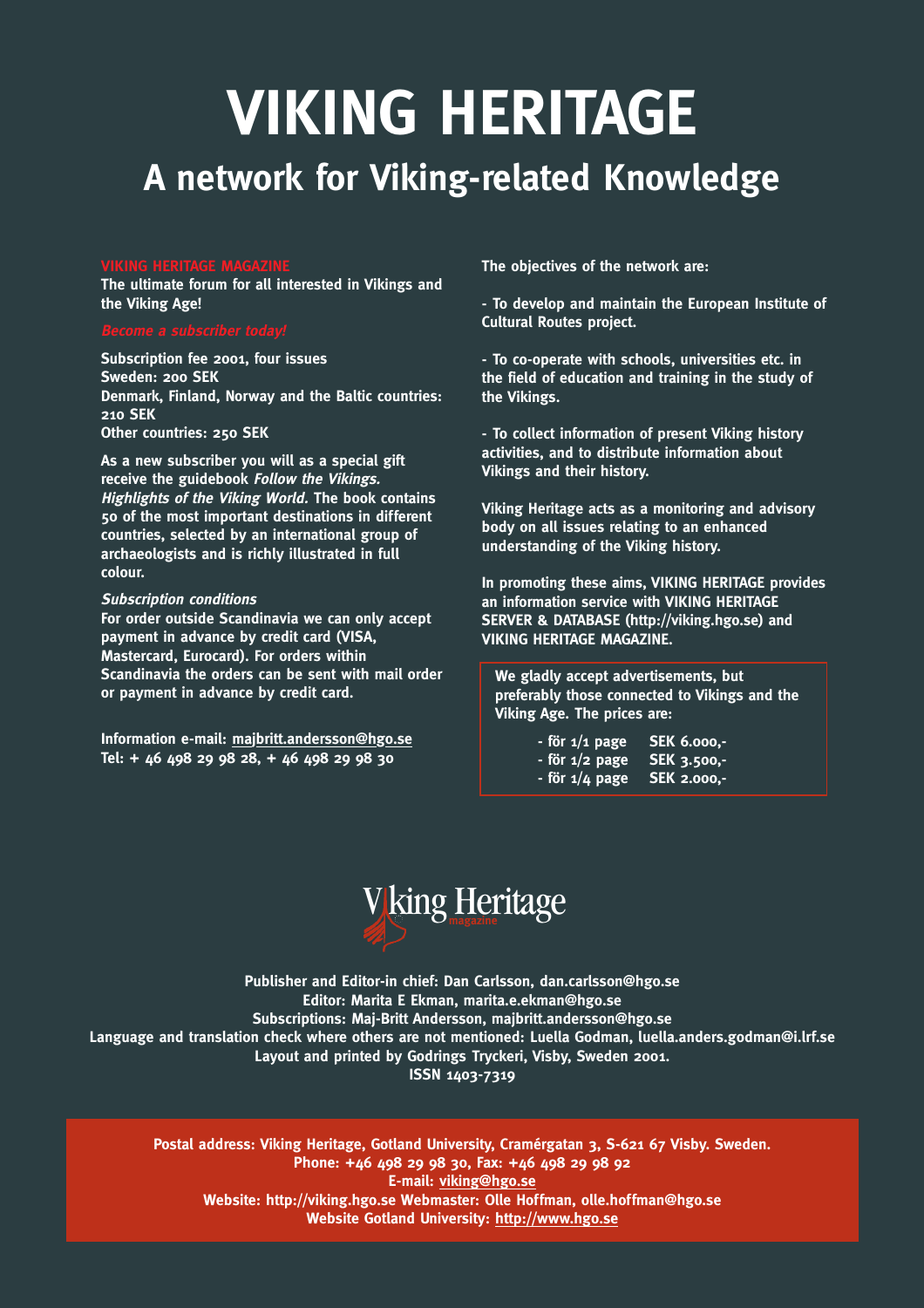# VIKING HERITAGE

## A network for Viking-related Knowledge

VIKING HERITAGE MAGAZINE

**The ultimate forum for all interested in Vikings and the Viking Age!**

*Become a subscriber today!*

**Subscription fee 2001, four issues**
**Sweden: 200 SEK**
**Denmark, Finland, Norway and the Baltic countries: 210 SEK**
**Other countries: 250 SEK**

**As a new subscriber you will as a special gift receive the guidebook *Follow the Vikings. Highlights of the Viking World.* The book contains 50 of the most important destinations in different countries, selected by an international group of archaeologists and is richly illustrated in full colour.**

***Subscription conditions***
**For order outside Scandinavia we can only accept payment in advance by credit card (VISA, Mastercard, Eurocard). For orders within Scandinavia the orders can be sent with mail order or payment in advance by credit card.**

**Information e-mail: majbritt.andersson@hgo.se**
**Tel: + 46 498 29 98 28, + 46 498 29 98 30**

**The objectives of the network are:**

**- To develop and maintain the European Institute of Cultural Routes project.**

**- To co-operate with schools, universities etc. in the field of education and training in the study of the Vikings.**

**- To collect information of present Viking history activities, and to distribute information about Vikings and their history.**

**Viking Heritage acts as a monitoring and advisory body on all issues relating to an enhanced understanding of the Viking history.**

**In promoting these aims, VIKING HERITAGE provides an information service with VIKING HERITAGE SERVER & DATABASE (http://viking.hgo.se) and VIKING HERITAGE MAGAZINE.**

**We gladly accept advertisements, but preferably those connected to Vikings and the Viking Age. The prices are:**

| | |
|---|---|
| - för 1/1 page | SEK 6.000,- |
| - för 1/2 page | SEK 3.500,- |
| - för 1/4 page | SEK 2.000,- |

Viking Heritage magazine

**Publisher and Editor-in chief: Dan Carlsson, dan.carlsson@hgo.se**
**Editor: Marita E Ekman, marita.e.ekman@hgo.se**
**Subscriptions: Maj-Britt Andersson, majbritt.andersson@hgo.se**
**Language and translation check where others are not mentioned: Luella Godman, luella.anders.godman@i.lrf.se**
**Layout and printed by Godrings Tryckeri, Visby, Sweden 2001.**
**ISSN 1403-7319**

**Postal address: Viking Heritage, Gotland University, Cramérgatan 3, S-621 67 Visby. Sweden.**
**Phone: +46 498 29 98 30, Fax: +46 498 29 98 92**
**E-mail: viking@hgo.se**
**Website: http://viking.hgo.se Webmaster: Olle Hoffman, olle.hoffman@hgo.se**
**Website Gotland University: http://www.hgo.se**